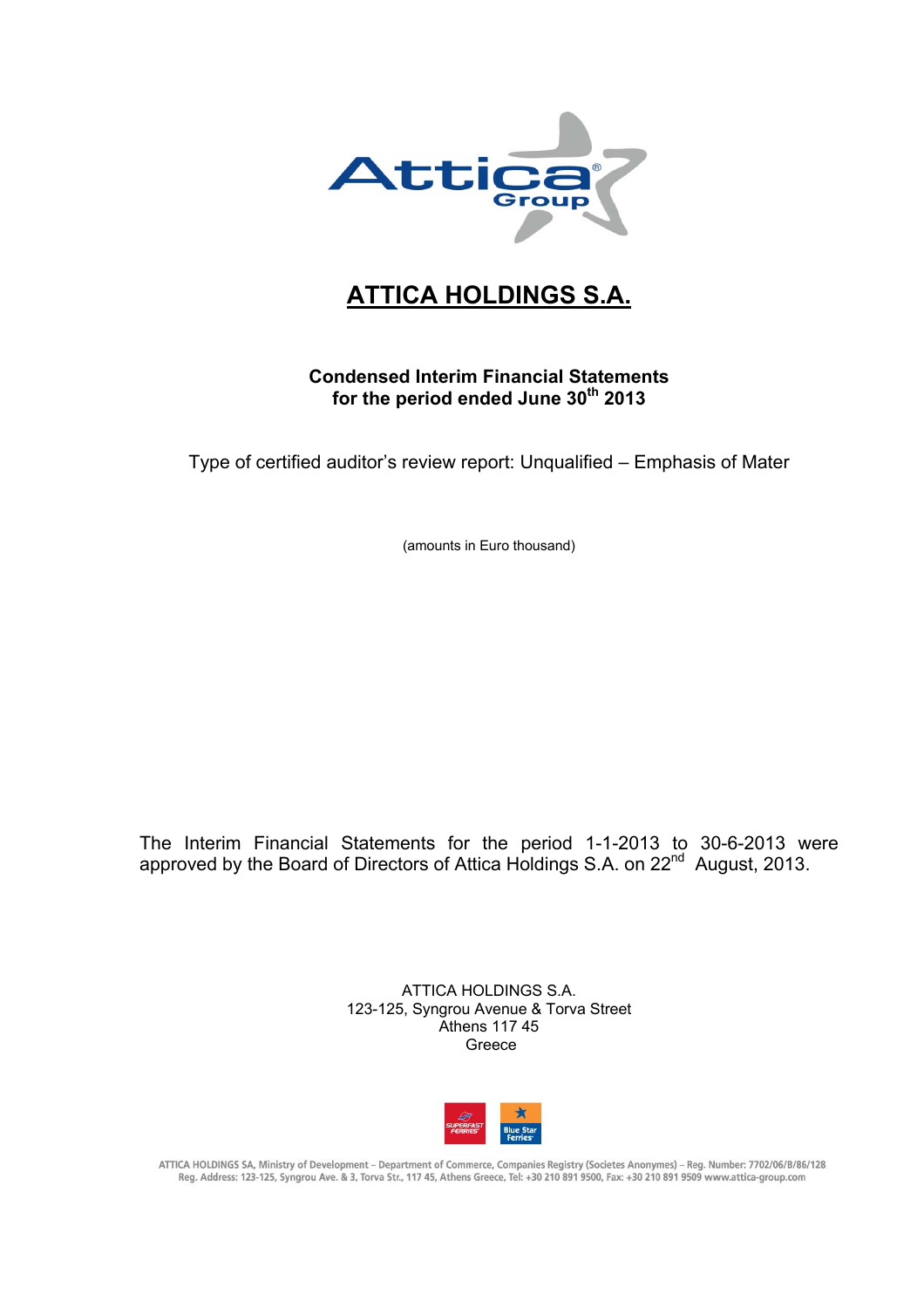# ATTICA HOLDINGS S.A.

**Condensed Interim Financial Statements**
**for the period ended June 30th 2013**

Type of certified auditor's review report: Unqualified – Emphasis of Mater

(amounts in Euro thousand)

The Interim Financial Statements for the period 1-1-2013 to 30-6-2013 were approved by the Board of Directors of Attica Holdings S.A. on 22nd August, 2013.

ATTICA HOLDINGS S.A.
123-125, Syngrou Avenue & Torva Street
Athens 117 45
Greece

ATTICA HOLDINGS SA, Ministry of Development – Department of Commerce, Companies Registry (Societes Anonymes) – Reg. Number: 7702/06/B/86/128
Reg. Address: 123-125, Syngrou Ave. & 3, Torva Str., 117 45, Athens Greece, Tel: +30 210 891 9500, Fax: +30 210 891 9509 www.attica-group.com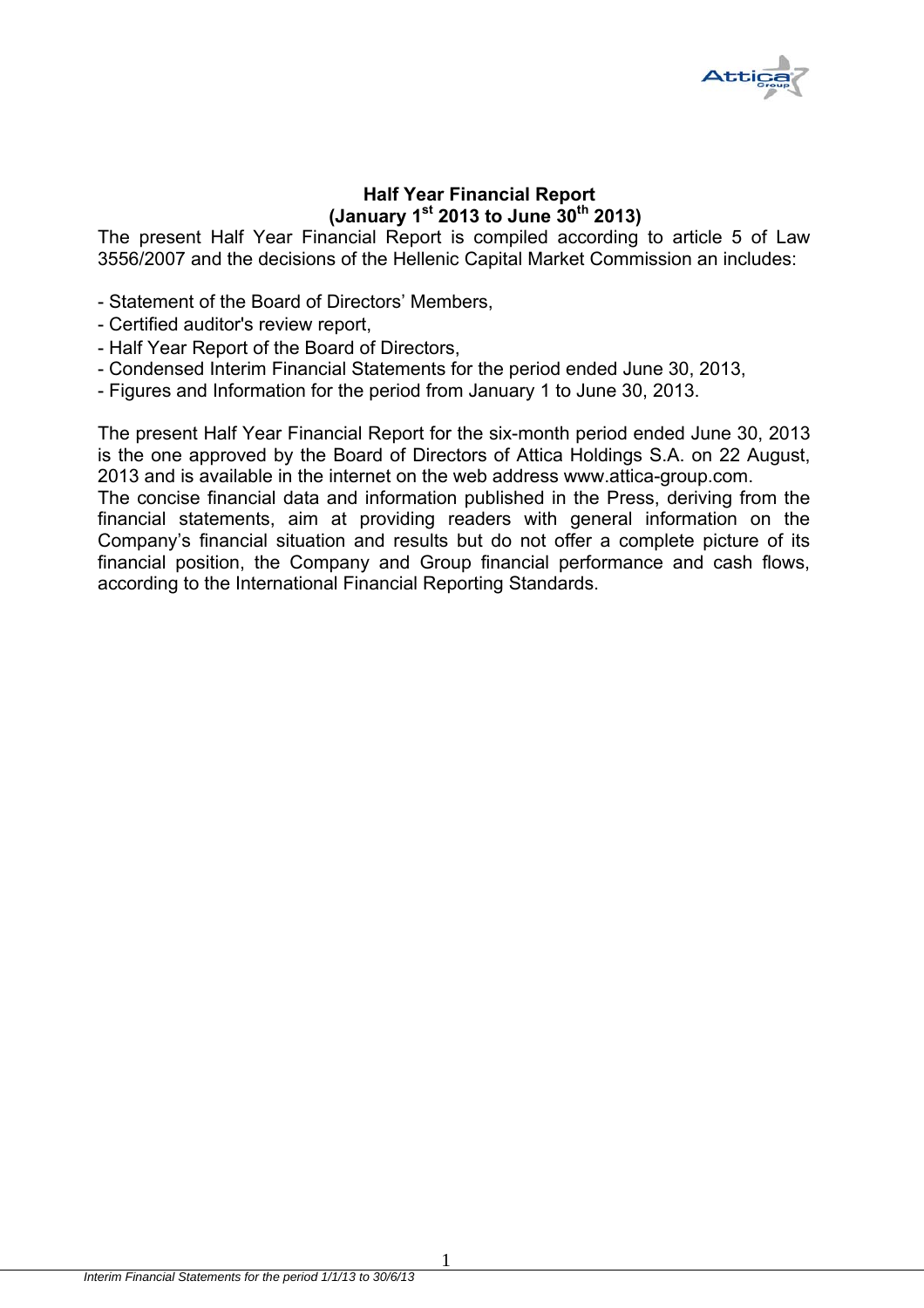# Half Year Financial Report
## (January 1st 2013 to June 30th 2013)

The present Half Year Financial Report is compiled according to article 5 of Law 3556/2007 and the decisions of the Hellenic Capital Market Commission an includes:

- Statement of the Board of Directors' Members,
- Certified auditor's review report,
- Half Year Report of the Board of Directors,
- Condensed Interim Financial Statements for the period ended June 30, 2013,
- Figures and Information for the period from January 1 to June 30, 2013.

The present Half Year Financial Report for the six-month period ended June 30, 2013 is the one approved by the Board of Directors of Attica Holdings S.A. on 22 August, 2013 and is available in the internet on the web address www.attica-group.com.
The concise financial data and information published in the Press, deriving from the financial statements, aim at providing readers with general information on the Company's financial situation and results but do not offer a complete picture of its financial position, the Company and Group financial performance and cash flows, according to the International Financial Reporting Standards.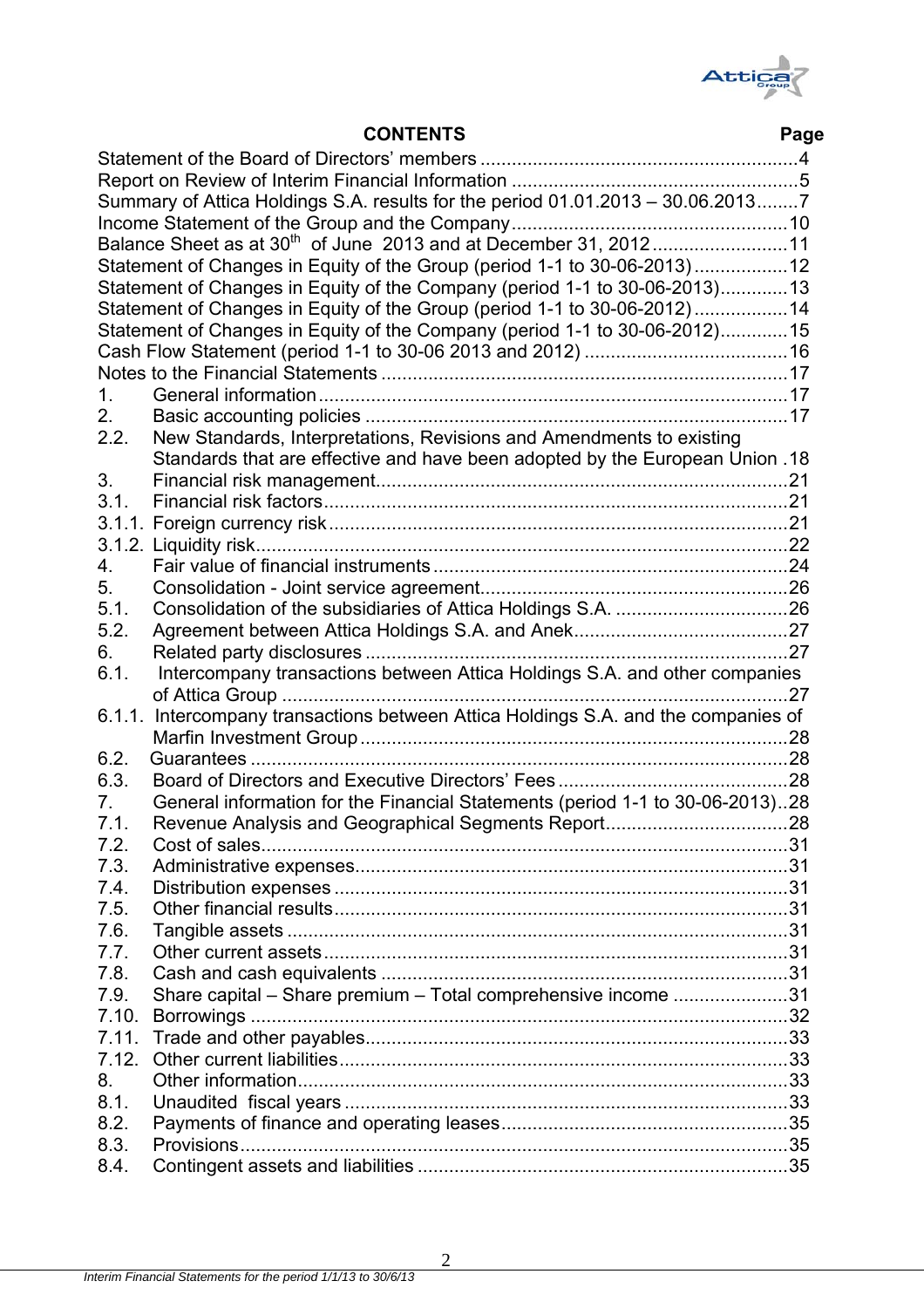# CONTENTS

| | | Page |
|---|---|---|
| Statement of the Board of Directors' members | | 4 |
| Report on Review of Interim Financial Information | | 5 |
| Summary of Attica Holdings S.A. results for the period 01.01.2013 – 30.06.2013 | | 7 |
| Income Statement of the Group and the Company | | 10 |
| Balance Sheet as at 30th of June 2013 and at December 31, 2012 | | 11 |
| Statement of Changes in Equity of the Group (period 1-1 to 30-06-2013) | | 12 |
| Statement of Changes in Equity of the Company (period 1-1 to 30-06-2013) | | 13 |
| Statement of Changes in Equity of the Group (period 1-1 to 30-06-2012) | | 14 |
| Statement of Changes in Equity of the Company (period 1-1 to 30-06-2012) | | 15 |
| Cash Flow Statement (period 1-1 to 30-06 2013 and 2012) | | 16 |
| Notes to the Financial Statements | | 17 |
| 1. | General information | 17 |
| 2. | Basic accounting policies | 17 |
| 2.2. | New Standards, Interpretations, Revisions and Amendments to existing Standards that are effective and have been adopted by the European Union | 18 |
| 3. | Financial risk management | 21 |
| 3.1. | Financial risk factors | 21 |
| 3.1.1. | Foreign currency risk | 21 |
| 3.1.2. | Liquidity risk | 22 |
| 4. | Fair value of financial instruments | 24 |
| 5. | Consolidation - Joint service agreement | 26 |
| 5.1. | Consolidation of the subsidiaries of Attica Holdings S.A. | 26 |
| 5.2. | Agreement between Attica Holdings S.A. and Anek | 27 |
| 6. | Related party disclosures | 27 |
| 6.1. | Intercompany transactions between Attica Holdings S.A. and other companies of Attica Group | 27 |
| 6.1.1. | Intercompany transactions between Attica Holdings S.A. and the companies of Marfin Investment Group | 28 |
| 6.2. | Guarantees | 28 |
| 6.3. | Board of Directors and Executive Directors' Fees | 28 |
| 7. | General information for the Financial Statements (period 1-1 to 30-06-2013) | 28 |
| 7.1. | Revenue Analysis and Geographical Segments Report | 28 |
| 7.2. | Cost of sales | 31 |
| 7.3. | Administrative expenses | 31 |
| 7.4. | Distribution expenses | 31 |
| 7.5. | Other financial results | 31 |
| 7.6. | Tangible assets | 31 |
| 7.7. | Other current assets | 31 |
| 7.8. | Cash and cash equivalents | 31 |
| 7.9. | Share capital – Share premium – Total comprehensive income | 31 |
| 7.10. | Borrowings | 32 |
| 7.11. | Trade and other payables | 33 |
| 7.12. | Other current liabilities | 33 |
| 8. | Other information | 33 |
| 8.1. | Unaudited fiscal years | 33 |
| 8.2. | Payments of finance and operating leases | 35 |
| 8.3. | Provisions | 35 |
| 8.4. | Contingent assets and liabilities | 35 |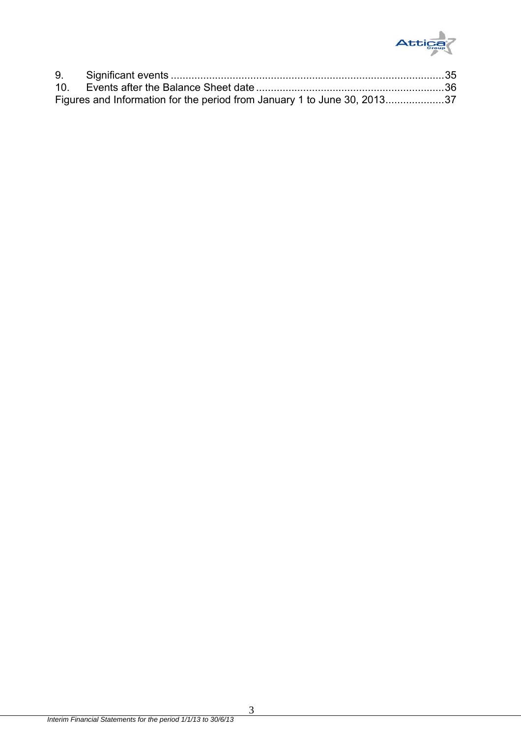9. Significant events ............................................................................................35
10. Events after the Balance Sheet date ...............................................................36
Figures and Information for the period from January 1 to June 30, 2013....................37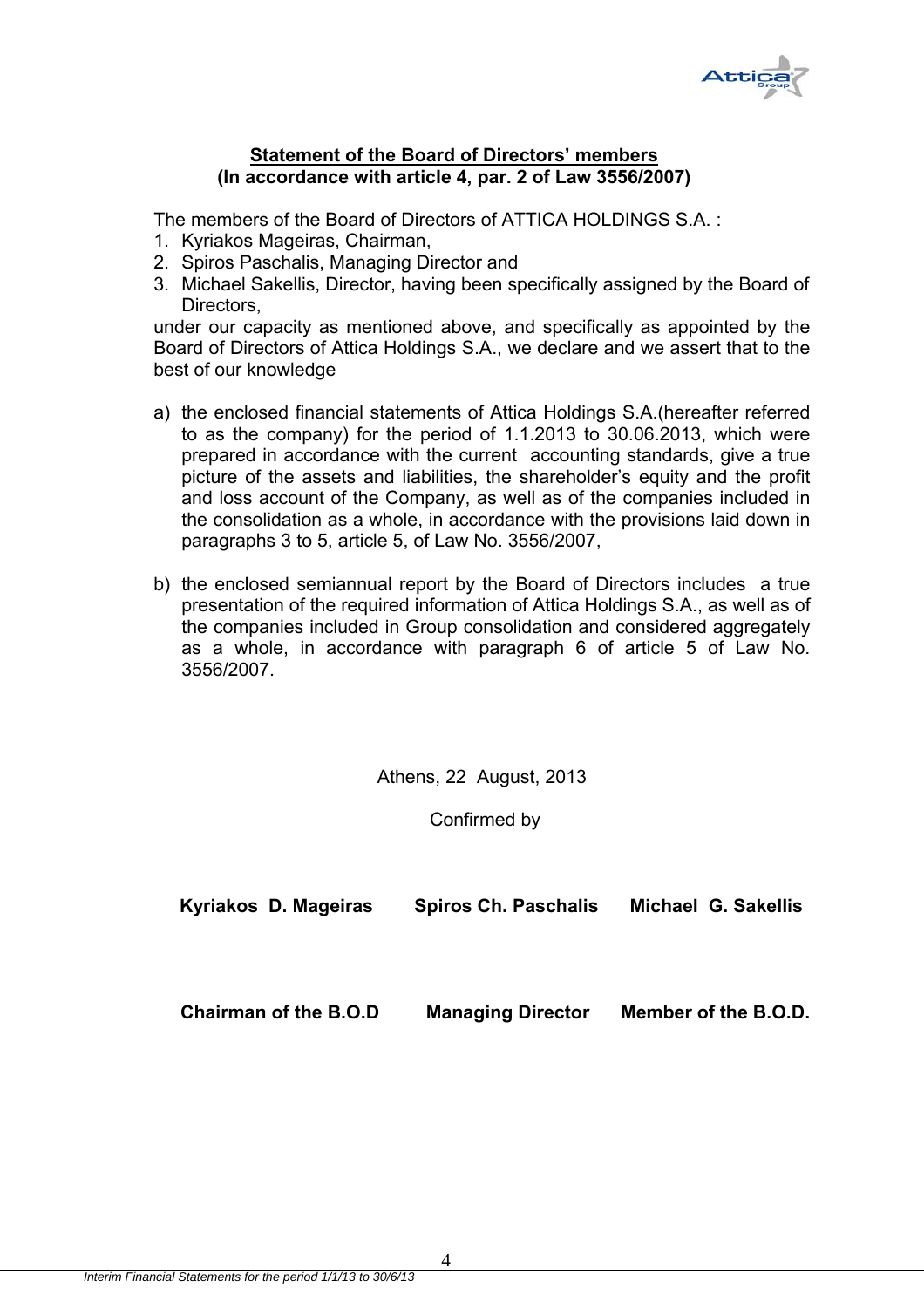## Statement of the Board of Directors' members
**(In accordance with article 4, par. 2 of Law 3556/2007)**

The members of the Board of Directors of ATTICA HOLDINGS S.A. :

1. Kyriakos Mageiras, Chairman,
2. Spiros Paschalis, Managing Director and
3. Michael Sakellis, Director, having been specifically assigned by the Board of Directors,

under our capacity as mentioned above, and specifically as appointed by the Board of Directors of Attica Holdings S.A., we declare and we assert that to the best of our knowledge

a) the enclosed financial statements of Attica Holdings S.A.(hereafter referred to as the company) for the period of 1.1.2013 to 30.06.2013, which were prepared in accordance with the current accounting standards, give a true picture of the assets and liabilities, the shareholder's equity and the profit and loss account of the Company, as well as of the companies included in the consolidation as a whole, in accordance with the provisions laid down in paragraphs 3 to 5, article 5, of Law No. 3556/2007,

b) the enclosed semiannual report by the Board of Directors includes a true presentation of the required information of Attica Holdings S.A., as well as of the companies included in Group consolidation and considered aggregately as a whole, in accordance with paragraph 6 of article 5 of Law No. 3556/2007.

Athens, 22 August, 2013

Confirmed by

| **Kyriakos D. Mageiras** | **Spiros Ch. Paschalis** | **Michael G. Sakellis** |
|---|---|---|
| **Chairman of the B.O.D** | **Managing Director** | **Member of the B.O.D.** |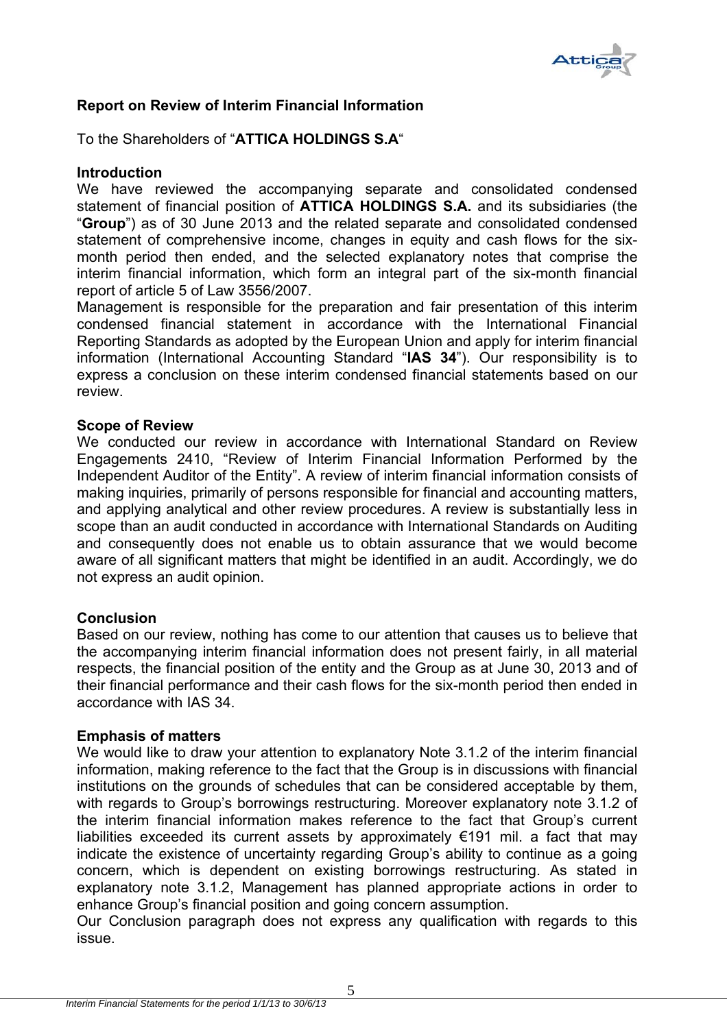## Report on Review of Interim Financial Information

To the Shareholders of "**ATTICA HOLDINGS S.A**"

### Introduction

We have reviewed the accompanying separate and consolidated condensed statement of financial position of **ATTICA HOLDINGS S.A.** and its subsidiaries (the "**Group**") as of 30 June 2013 and the related separate and consolidated condensed statement of comprehensive income, changes in equity and cash flows for the six-month period then ended, and the selected explanatory notes that comprise the interim financial information, which form an integral part of the six-month financial report of article 5 of Law 3556/2007.

Management is responsible for the preparation and fair presentation of this interim condensed financial statement in accordance with the International Financial Reporting Standards as adopted by the European Union and apply for interim financial information (International Accounting Standard "**IAS 34**"). Our responsibility is to express a conclusion on these interim condensed financial statements based on our review.

### Scope of Review

We conducted our review in accordance with International Standard on Review Engagements 2410, "Review of Interim Financial Information Performed by the Independent Auditor of the Entity". A review of interim financial information consists of making inquiries, primarily of persons responsible for financial and accounting matters, and applying analytical and other review procedures. A review is substantially less in scope than an audit conducted in accordance with International Standards on Auditing and consequently does not enable us to obtain assurance that we would become aware of all significant matters that might be identified in an audit. Accordingly, we do not express an audit opinion.

### Conclusion

Based on our review, nothing has come to our attention that causes us to believe that the accompanying interim financial information does not present fairly, in all material respects, the financial position of the entity and the Group as at June 30, 2013 and of their financial performance and their cash flows for the six-month period then ended in accordance with IAS 34.

### Emphasis of matters

We would like to draw your attention to explanatory Note 3.1.2 of the interim financial information, making reference to the fact that the Group is in discussions with financial institutions on the grounds of schedules that can be considered acceptable by them, with regards to Group's borrowings restructuring. Moreover explanatory note 3.1.2 of the interim financial information makes reference to the fact that Group's current liabilities exceeded its current assets by approximately €191 mil. a fact that may indicate the existence of uncertainty regarding Group's ability to continue as a going concern, which is dependent on existing borrowings restructuring. As stated in explanatory note 3.1.2, Management has planned appropriate actions in order to enhance Group's financial position and going concern assumption.

Our Conclusion paragraph does not express any qualification with regards to this issue.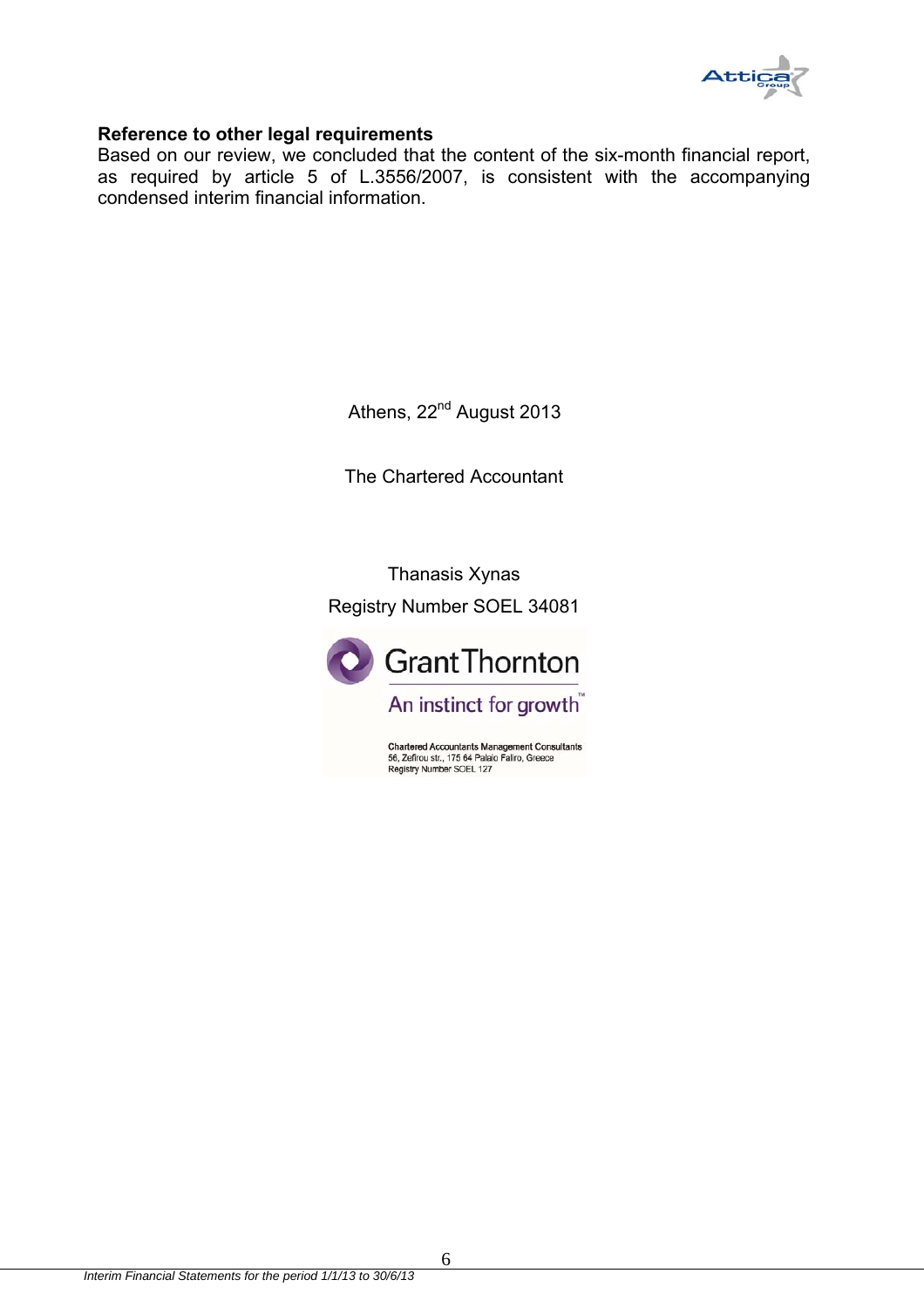**Reference to other legal requirements**

Based on our review, we concluded that the content of the six-month financial report, as required by article 5 of L.3556/2007, is consistent with the accompanying condensed interim financial information.

Athens, 22nd August 2013

The Chartered Accountant

Thanasis Xynas

Registry Number SOEL 34081

Grant Thornton

An instinct for growth™

Chartered Accountants Management Consultants
56, Zefirou str., 175 64 Palaio Faliro, Greece
Registry Number SOEL 127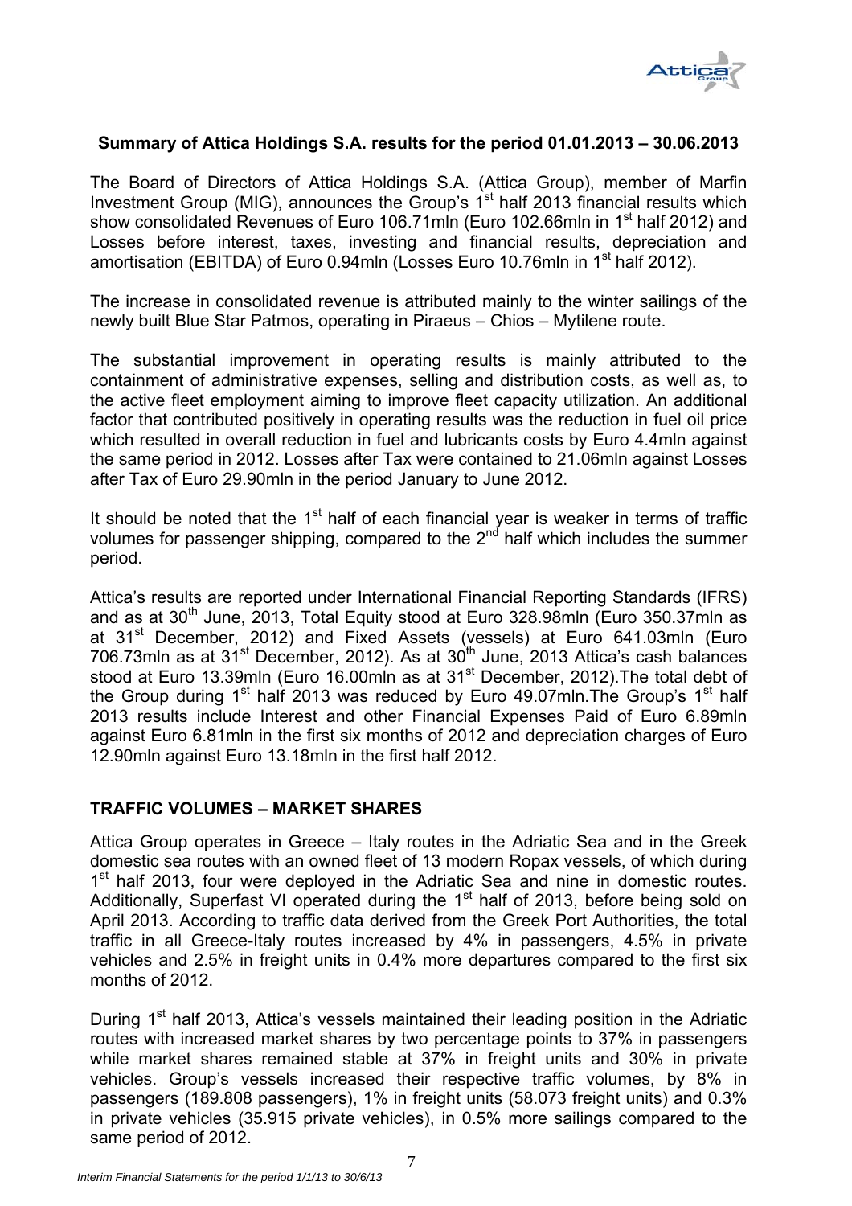## Summary of Attica Holdings S.A. results for the period 01.01.2013 – 30.06.2013

The Board of Directors of Attica Holdings S.A. (Attica Group), member of Marfin Investment Group (MIG), announces the Group's 1st half 2013 financial results which show consolidated Revenues of Euro 106.71mln (Euro 102.66mln in 1st half 2012) and Losses before interest, taxes, investing and financial results, depreciation and amortisation (EBITDA) of Euro 0.94mln (Losses Euro 10.76mln in 1st half 2012).

The increase in consolidated revenue is attributed mainly to the winter sailings of the newly built Blue Star Patmos, operating in Piraeus – Chios – Mytilene route.

The substantial improvement in operating results is mainly attributed to the containment of administrative expenses, selling and distribution costs, as well as, to the active fleet employment aiming to improve fleet capacity utilization. An additional factor that contributed positively in operating results was the reduction in fuel oil price which resulted in overall reduction in fuel and lubricants costs by Euro 4.4mln against the same period in 2012. Losses after Tax were contained to 21.06mln against Losses after Tax of Euro 29.90mln in the period January to June 2012.

It should be noted that the 1st half of each financial year is weaker in terms of traffic volumes for passenger shipping, compared to the 2nd half which includes the summer period.

Attica's results are reported under International Financial Reporting Standards (IFRS) and as at 30th June, 2013, Total Equity stood at Euro 328.98mln (Euro 350.37mln as at 31st December, 2012) and Fixed Assets (vessels) at Euro 641.03mln (Euro 706.73mln as at 31st December, 2012). As at 30th June, 2013 Attica's cash balances stood at Euro 13.39mln (Euro 16.00mln as at 31st December, 2012).The total debt of the Group during 1st half 2013 was reduced by Euro 49.07mln.The Group's 1st half 2013 results include Interest and other Financial Expenses Paid of Euro 6.89mln against Euro 6.81mln in the first six months of 2012 and depreciation charges of Euro 12.90mln against Euro 13.18mln in the first half 2012.

## TRAFFIC VOLUMES – MARKET SHARES

Attica Group operates in Greece – Italy routes in the Adriatic Sea and in the Greek domestic sea routes with an owned fleet of 13 modern Ropax vessels, of which during 1st half 2013, four were deployed in the Adriatic Sea and nine in domestic routes. Additionally, Superfast VI operated during the 1st half of 2013, before being sold on April 2013. According to traffic data derived from the Greek Port Authorities, the total traffic in all Greece-Italy routes increased by 4% in passengers, 4.5% in private vehicles and 2.5% in freight units in 0.4% more departures compared to the first six months of 2012.

During 1st half 2013, Attica's vessels maintained their leading position in the Adriatic routes with increased market shares by two percentage points to 37% in passengers while market shares remained stable at 37% in freight units and 30% in private vehicles. Group's vessels increased their respective traffic volumes, by 8% in passengers (189.808 passengers), 1% in freight units (58.073 freight units) and 0.3% in private vehicles (35.915 private vehicles), in 0.5% more sailings compared to the same period of 2012.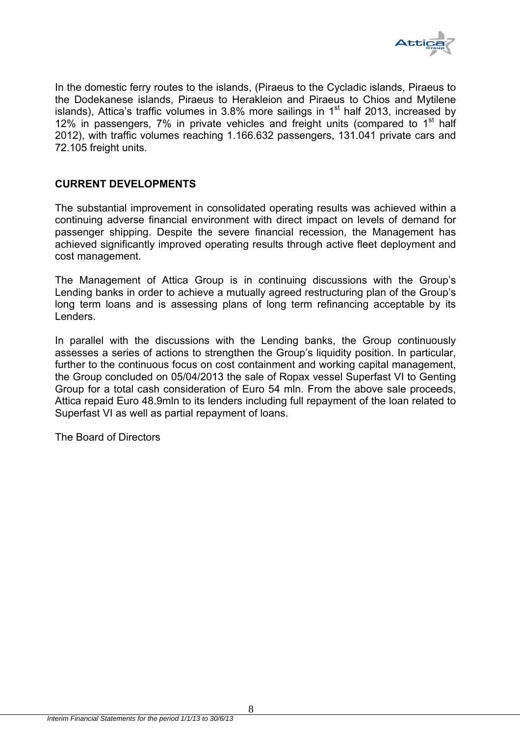In the domestic ferry routes to the islands, (Piraeus to the Cycladic islands, Piraeus to the Dodekanese islands, Piraeus to Herakleion and Piraeus to Chios and Mytilene islands), Attica's traffic volumes in 3.8% more sailings in 1st half 2013, increased by 12% in passengers, 7% in private vehicles and freight units (compared to 1st half 2012), with traffic volumes reaching 1.166.632 passengers, 131.041 private cars and 72.105 freight units.

**CURRENT DEVELOPMENTS**

The substantial improvement in consolidated operating results was achieved within a continuing adverse financial environment with direct impact on levels of demand for passenger shipping. Despite the severe financial recession, the Management has achieved significantly improved operating results through active fleet deployment and cost management.

The Management of Attica Group is in continuing discussions with the Group's Lending banks in order to achieve a mutually agreed restructuring plan of the Group's long term loans and is assessing plans of long term refinancing acceptable by its Lenders.

In parallel with the discussions with the Lending banks, the Group continuously assesses a series of actions to strengthen the Group's liquidity position. In particular, further to the continuous focus on cost containment and working capital management, the Group concluded on 05/04/2013 the sale of Ropax vessel Superfast VI to Genting Group for a total cash consideration of Euro 54 mln. From the above sale proceeds, Attica repaid Euro 48.9mln to its lenders including full repayment of the loan related to Superfast VI as well as partial repayment of loans.

The Board of Directors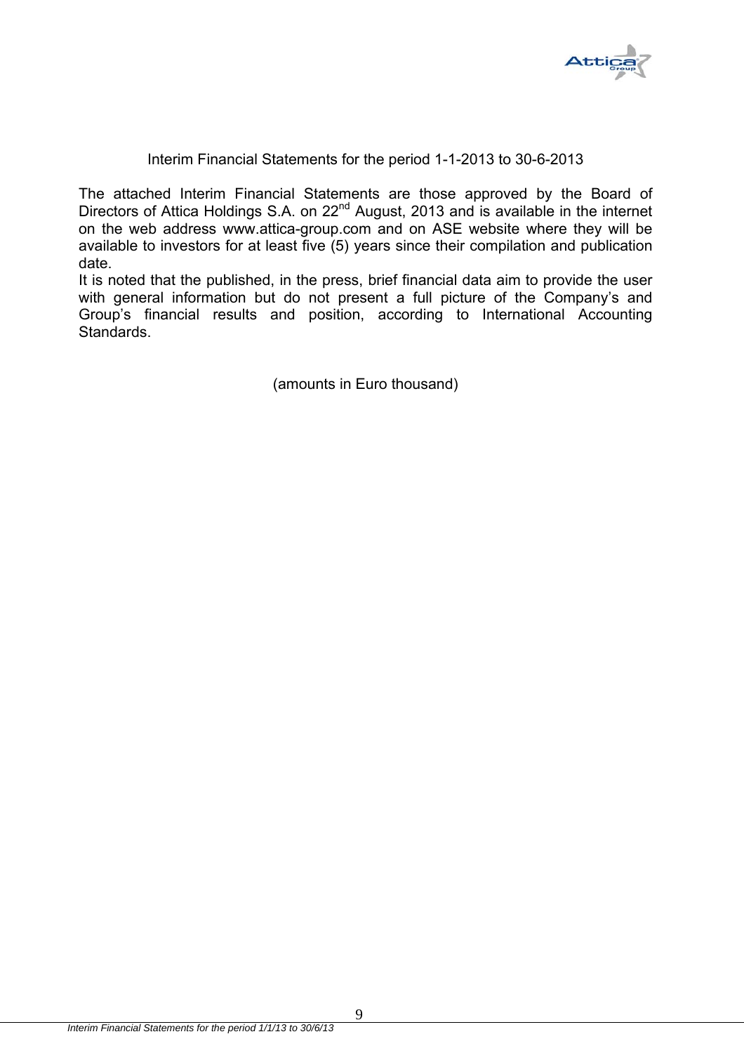Interim Financial Statements for the period 1-1-2013 to 30-6-2013

The attached Interim Financial Statements are those approved by the Board of Directors of Attica Holdings S.A. on 22nd August, 2013 and is available in the internet on the web address www.attica-group.com and on ASE website where they will be available to investors for at least five (5) years since their compilation and publication date.

It is noted that the published, in the press, brief financial data aim to provide the user with general information but do not present a full picture of the Company's and Group's financial results and position, according to International Accounting Standards.

(amounts in Euro thousand)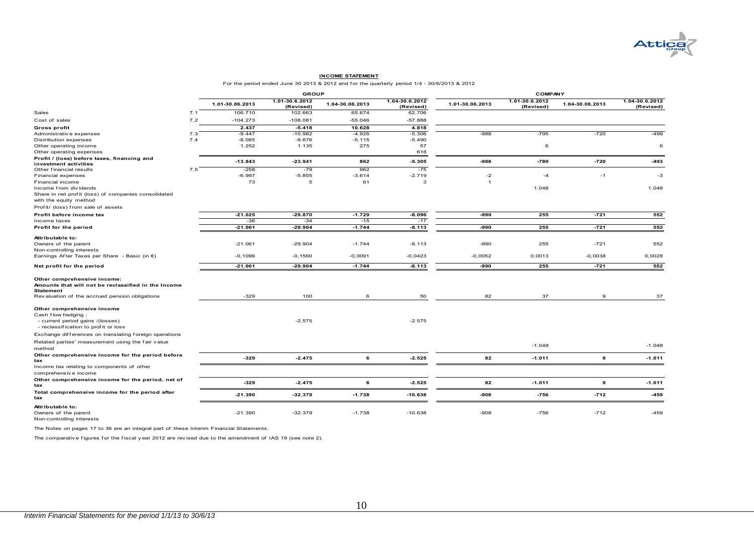## INCOME STATEMENT

For the period ended June 30 2013 & 2012 and for the quarterly period 1/4 - 30/6/2013 & 2012

| | | GROUP | | | | COMPANY | | | |
|---|---|---|---|---|---|---|---|---|---|
| | | 1.01-30.06.2013 | 1.01-30.6.2012 (Revised) | 1.04-30.06.2013 | 1.04-30.6.2012 (Revised) | 1.01-30.06.2013 | 1.01-30.6.2012 (Revised) | 1.04-30.06.2013 | 1.04-30.6.2012 (Revised) |
| Sales | 7.1 | 106.710 | 102.663 | 65.674 | 62.706 | | | | |
| Cost of sales | 7.2 | -104.273 | -108.081 | -55.046 | -57.888 | | | | |
| **Gross profit** | | **2.437** | **-5.418** | **10.628** | **4.818** | | | | |
| Administrative expenses | 7.3 | -9.447 | -10.982 | -4.926 | -5.306 | -988 | -795 | -720 | -499 |
| Distribution expenses | 7.4 | -8.085 | -8.676 | -5.115 | -5.490 | | | | |
| Other operating income | | 1.252 | 1.135 | 275 | 57 | | 6 | | 6 |
| Other operating expenses | | | | | 616 | | | | |
| **Profit / (loss) before taxes, financing and investment activities** | | **-13.843** | **-23.941** | **862** | **-5.305** | **-988** | **-789** | **-720** | **-493** |
| Other financial results | 7.5 | -258 | -79 | 962 | -75 | | | | |
| Financial expenses | | -6.997 | -5.855 | -3.614 | -2.719 | -2 | -4 | -1 | -3 |
| Financial income | | 73 | 5 | 61 | 3 | 1 | | | |
| Income from dividends | | | | | | | 1.048 | | 1.048 |
| Share in net profit (loss) of companies consolidated with the equity method | | | | | | | | | |
| Profit/ (loss) from sale of assets | | | | | | | | | |
| **Profit before income tax** | | **-21.025** | **-29.870** | **-1.729** | **-8.096** | **-990** | **255** | **-721** | **552** |
| Income taxes | | -36 | -34 | -15 | -17 | | | | |
| **Profit for the period** | | **-21.061** | **-29.904** | **-1.744** | **-8.113** | **-990** | **255** | **-721** | **552** |
| **Attributable to:** | | | | | | | | | |
| Owners of the parent | | -21.061 | -29.904 | -1.744 | -8.113 | -990 | 255 | -721 | 552 |
| Non-controlling interests | | | | | | | | | |
| Earnings After Taxes per Share - Basic (in €) | | -0,1099 | -0,1560 | -0,0091 | -0,0423 | -0,0052 | 0,0013 | -0,0038 | 0,0028 |
| **Net profit for the period** | | **-21.061** | **-29.904** | **-1.744** | **-8.113** | **-990** | **255** | **-721** | **552** |
| **Other comprehensive income:** | | | | | | | | | |
| **Amounts that will not be reclassified in the Income Statement** | | | | | | | | | |
| Revaluation of the accrued pension obligations | | -329 | 100 | 6 | 50 | 82 | 37 | 9 | 37 |
| **Other comprehensive income** | | | | | | | | | |
| Cash flow hedging : | | | | | | | | | |
| - current period gains /(losses) | | | -2.575 | | -2.575 | | | | |
| - reclassification to profit or loss | | | | | | | | | |
| Exchange differences on translating foreign operations | | | | | | | | | |
| Related parties' measurement using the fair value method | | | | | | | -1.048 | | -1.048 |
| **Other comprehensive income for the period before tax** | | **-329** | **-2.475** | **6** | **-2.525** | **82** | **-1.011** | **9** | **-1.011** |
| Income tax relating to components of other comprehensive income | | | | | | | | | |
| **Other comprehensive income for the period, net of tax** | | **-329** | **-2.475** | **6** | **-2.525** | **82** | **-1.011** | **9** | **-1.011** |
| **Total comprehensive income for the period after tax** | | **-21.390** | **-32.379** | **-1.738** | **-10.638** | **-908** | **-756** | **-712** | **-459** |
| **Attributable to:** | | | | | | | | | |
| Owners of the parent | | -21.390 | -32.379 | -1.738 | -10.638 | -908 | -756 | -712 | -459 |
| Non-controlling interests | | | | | | | | | |

The Notes on pages 17 to 36 are an integral part of these Interim Financial Statements.

The comparative figures for the fiscal year 2012 are revised due to the amendment of IAS 19 (see note 2).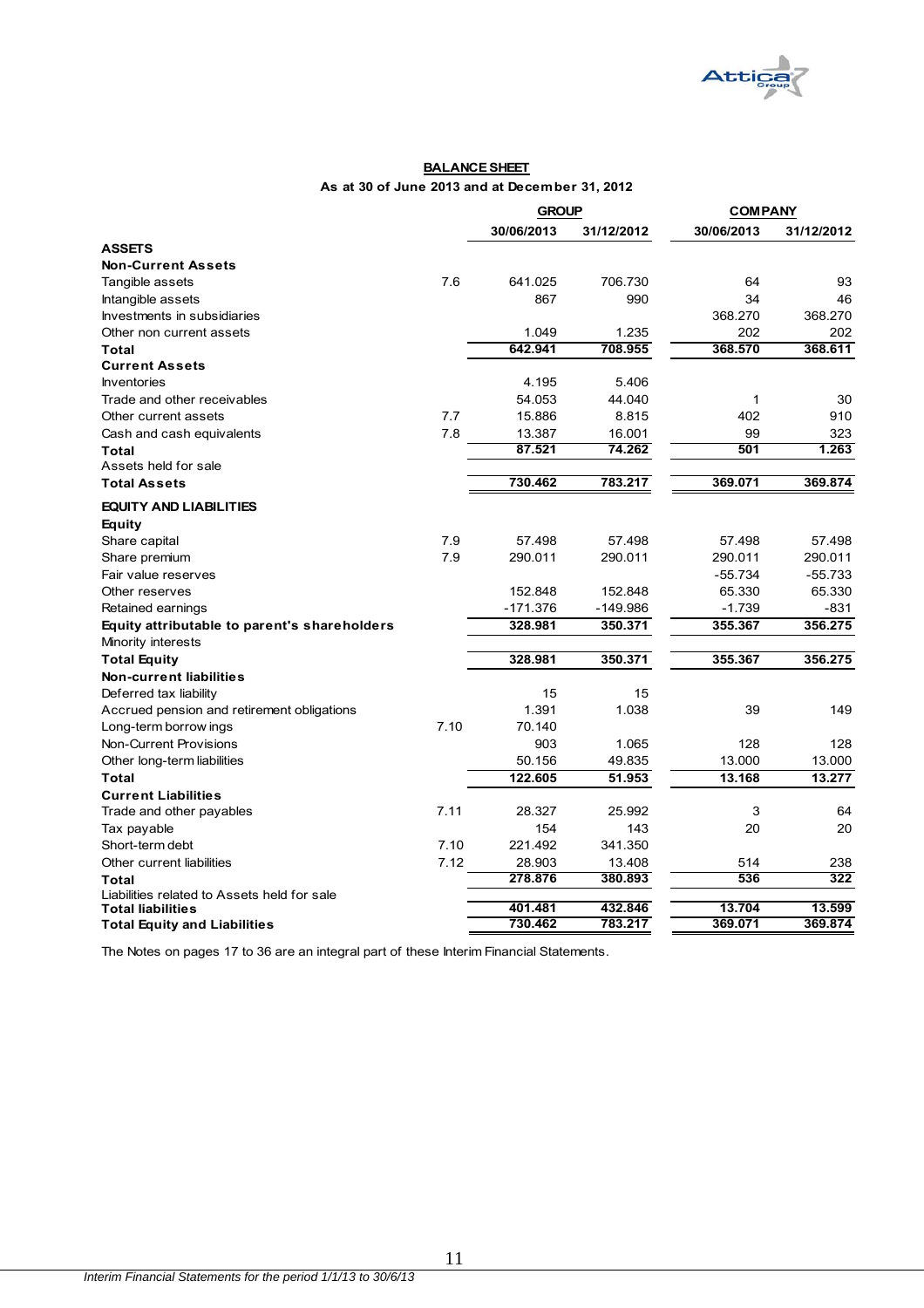## BALANCE SHEET

**As at 30 of June 2013 and at December 31, 2012**

| | | GROUP | | COMPANY | |
|---|---|---|---|---|---|
| | | 30/06/2013 | 31/12/2012 | 30/06/2013 | 31/12/2012 |
| **ASSETS** | | | | | |
| **Non-Current Assets** | | | | | |
| Tangible assets | 7.6 | 641.025 | 706.730 | 64 | 93 |
| Intangible assets | | 867 | 990 | 34 | 46 |
| Investments in subsidiaries | | | | 368.270 | 368.270 |
| Other non current assets | | 1.049 | 1.235 | 202 | 202 |
| **Total** | | 642.941 | 708.955 | 368.570 | 368.611 |
| **Current Assets** | | | | | |
| Inventories | | 4.195 | 5.406 | | |
| Trade and other receivables | | 54.053 | 44.040 | 1 | 30 |
| Other current assets | 7.7 | 15.886 | 8.815 | 402 | 910 |
| Cash and cash equivalents | 7.8 | 13.387 | 16.001 | 99 | 323 |
| **Total** | | 87.521 | 74.262 | 501 | 1.263 |
| Assets held for sale | | | | | |
| **Total Assets** | | 730.462 | 783.217 | 369.071 | 369.874 |
| **EQUITY AND LIABILITIES** | | | | | |
| **Equity** | | | | | |
| Share capital | 7.9 | 57.498 | 57.498 | 57.498 | 57.498 |
| Share premium | 7.9 | 290.011 | 290.011 | 290.011 | 290.011 |
| Fair value reserves | | | | -55.734 | -55.733 |
| Other reserves | | 152.848 | 152.848 | 65.330 | 65.330 |
| Retained earnings | | -171.376 | -149.986 | -1.739 | -831 |
| **Equity attributable to parent's shareholders** | | 328.981 | 350.371 | 355.367 | 356.275 |
| Minority interests | | | | | |
| **Total Equity** | | 328.981 | 350.371 | 355.367 | 356.275 |
| **Non-current liabilities** | | | | | |
| Deferred tax liability | | 15 | 15 | | |
| Accrued pension and retirement obligations | | 1.391 | 1.038 | 39 | 149 |
| Long-term borrowings | 7.10 | 70.140 | | | |
| Non-Current Provisions | | 903 | 1.065 | 128 | 128 |
| Other long-term liabilities | | 50.156 | 49.835 | 13.000 | 13.000 |
| **Total** | | 122.605 | 51.953 | 13.168 | 13.277 |
| **Current Liabilities** | | | | | |
| Trade and other payables | 7.11 | 28.327 | 25.992 | 3 | 64 |
| Tax payable | | 154 | 143 | 20 | 20 |
| Short-term debt | 7.10 | 221.492 | 341.350 | | |
| Other current liabilities | 7.12 | 28.903 | 13.408 | 514 | 238 |
| **Total** | | 278.876 | 380.893 | 536 | 322 |
| Liabilities related to Assets held for sale | | | | | |
| **Total liabilities** | | 401.481 | 432.846 | 13.704 | 13.599 |
| **Total Equity and Liabilities** | | 730.462 | 783.217 | 369.071 | 369.874 |

The Notes on pages 17 to 36 are an integral part of these Interim Financial Statements.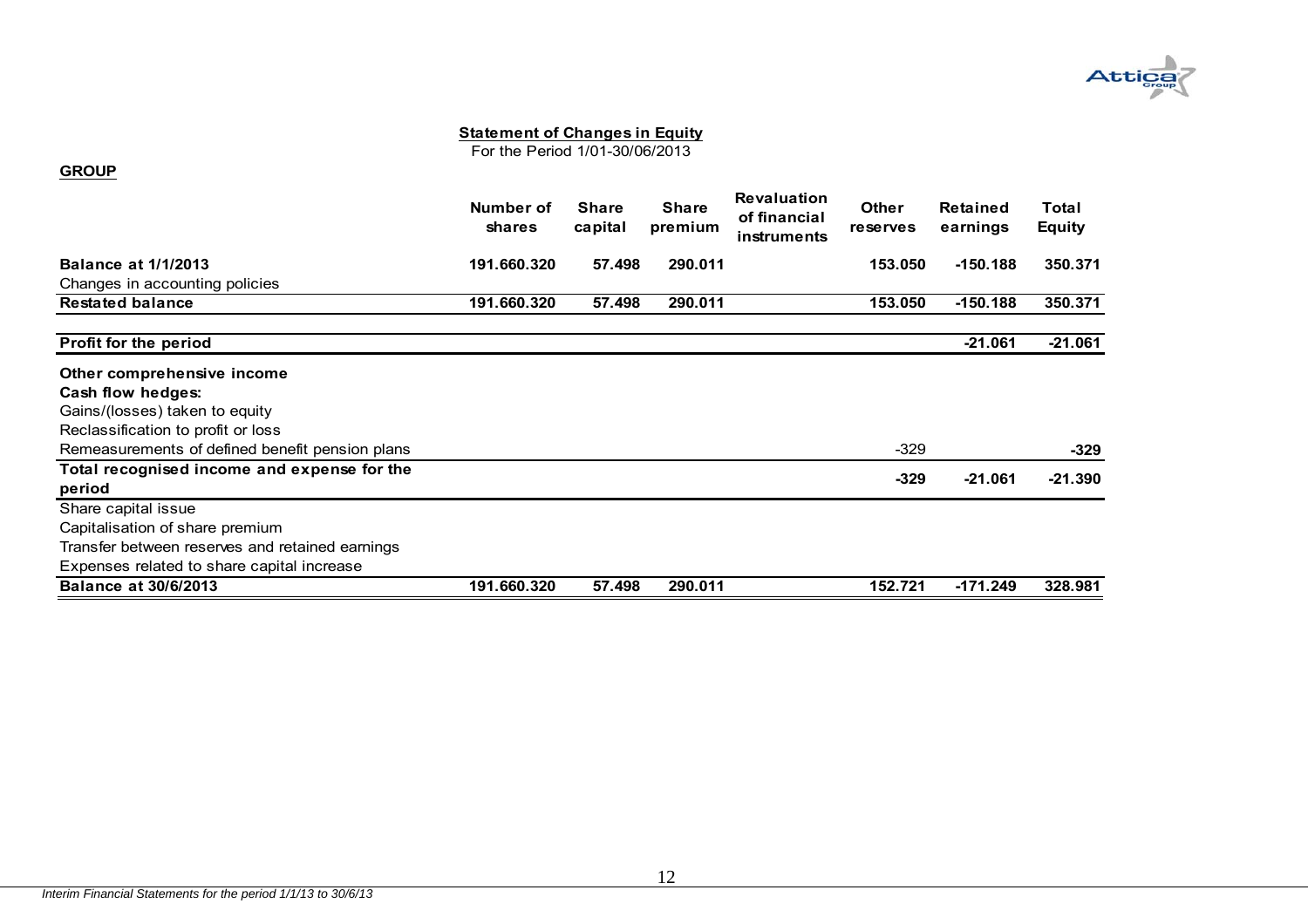## Statement of Changes in Equity

For the Period 1/01-30/06/2013

**GROUP**

| | Number of shares | Share capital | Share premium | Revaluation of financial instruments | Other reserves | Retained earnings | Total Equity |
|---|---|---|---|---|---|---|---|
| **Balance at 1/1/2013** | **191.660.320** | **57.498** | **290.011** | | **153.050** | **-150.188** | **350.371** |
| Changes in accounting policies | | | | | | | |
| **Restated balance** | **191.660.320** | **57.498** | **290.011** | | **153.050** | **-150.188** | **350.371** |
| **Profit for the period** | | | | | | **-21.061** | **-21.061** |
| **Other comprehensive income** | | | | | | | |
| **Cash flow hedges:** | | | | | | | |
| Gains/(losses) taken to equity | | | | | | | |
| Reclassification to profit or loss | | | | | | | |
| Remeasurements of defined benefit pension plans | | | | | -329 | | **-329** |
| **Total recognised income and expense for the period** | | | | | **-329** | **-21.061** | **-21.390** |
| Share capital issue | | | | | | | |
| Capitalisation of share premium | | | | | | | |
| Transfer between reserves and retained earnings | | | | | | | |
| Expenses related to share capital increase | | | | | | | |
| **Balance at 30/6/2013** | **191.660.320** | **57.498** | **290.011** | | **152.721** | **-171.249** | **328.981** |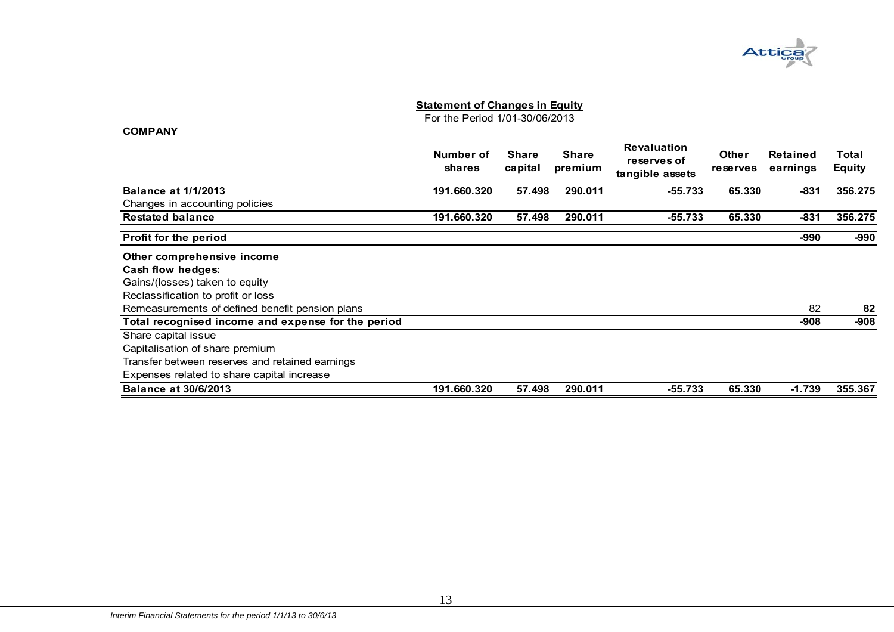## Statement of Changes in Equity

For the Period 1/01-30/06/2013

**COMPANY**

| | Number of shares | Share capital | Share premium | Revaluation reserves of tangible assets | Other reserves | Retained earnings | Total Equity |
|---|---|---|---|---|---|---|---|
| **Balance at 1/1/2013** | **191.660.320** | **57.498** | **290.011** | **-55.733** | **65.330** | **-831** | **356.275** |
| Changes in accounting policies | | | | | | | |
| **Restated balance** | **191.660.320** | **57.498** | **290.011** | **-55.733** | **65.330** | **-831** | **356.275** |
| **Profit for the period** | | | | | | **-990** | **-990** |
| **Other comprehensive income** | | | | | | | |
| **Cash flow hedges:** | | | | | | | |
| Gains/(losses) taken to equity | | | | | | | |
| Reclassification to profit or loss | | | | | | | |
| Remeasurements of defined benefit pension plans | | | | | | 82 | **82** |
| **Total recognised income and expense for the period** | | | | | | **-908** | **-908** |
| Share capital issue | | | | | | | |
| Capitalisation of share premium | | | | | | | |
| Transfer between reserves and retained earnings | | | | | | | |
| Expenses related to share capital increase | | | | | | | |
| **Balance at 30/6/2013** | **191.660.320** | **57.498** | **290.011** | **-55.733** | **65.330** | **-1.739** | **355.367** |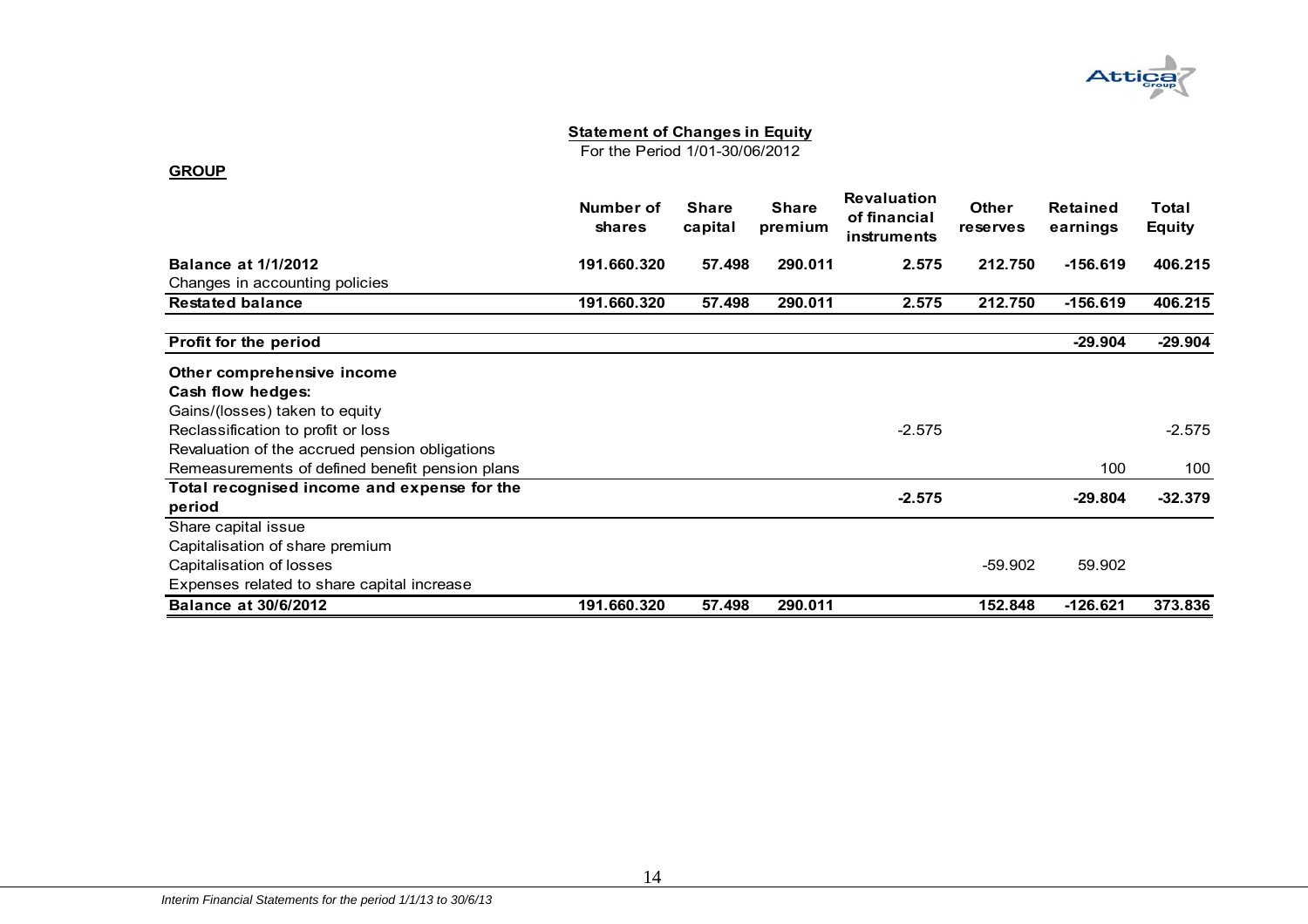## Statement of Changes in Equity

For the Period 1/01-30/06/2012

**GROUP**

| | Number of shares | Share capital | Share premium | Revaluation of financial instruments | Other reserves | Retained earnings | Total Equity |
|---|---|---|---|---|---|---|---|
| **Balance at 1/1/2012** | **191.660.320** | **57.498** | **290.011** | **2.575** | **212.750** | **-156.619** | **406.215** |
| Changes in accounting policies | | | | | | | |
| **Restated balance** | **191.660.320** | **57.498** | **290.011** | **2.575** | **212.750** | **-156.619** | **406.215** |
| **Profit for the period** | | | | | | **-29.904** | **-29.904** |
| **Other comprehensive income** | | | | | | | |
| **Cash flow hedges:** | | | | | | | |
| Gains/(losses) taken to equity | | | | | | | |
| Reclassification to profit or loss | | | | -2.575 | | | -2.575 |
| Revaluation of the accrued pension obligations | | | | | | | |
| Remeasurements of defined benefit pension plans | | | | | | 100 | 100 |
| **Total recognised income and expense for the period** | | | | **-2.575** | | **-29.804** | **-32.379** |
| Share capital issue | | | | | | | |
| Capitalisation of share premium | | | | | | | |
| Capitalisation of losses | | | | | -59.902 | 59.902 | |
| Expenses related to share capital increase | | | | | | | |
| **Balance at 30/6/2012** | **191.660.320** | **57.498** | **290.011** | | **152.848** | **-126.621** | **373.836** |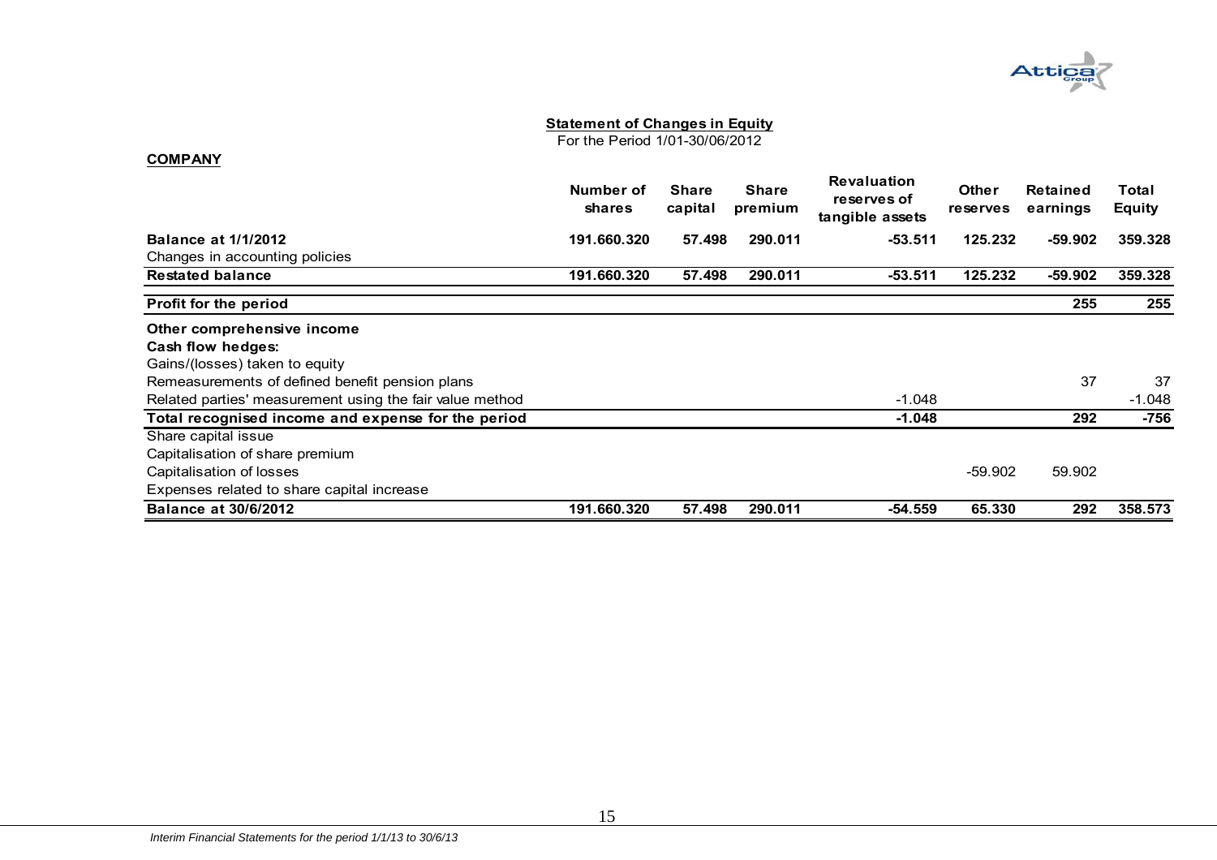**Statement of Changes in Equity**

For the Period 1/01-30/06/2012

**COMPANY**

| | Number of shares | Share capital | Share premium | Revaluation reserves of tangible assets | Other reserves | Retained earnings | Total Equity |
|---|---|---|---|---|---|---|---|
| **Balance at 1/1/2012** | **191.660.320** | **57.498** | **290.011** | **-53.511** | **125.232** | **-59.902** | **359.328** |
| Changes in accounting policies | | | | | | | |
| **Restated balance** | **191.660.320** | **57.498** | **290.011** | **-53.511** | **125.232** | **-59.902** | **359.328** |
| **Profit for the period** | | | | | | **255** | **255** |
| **Other comprehensive income** | | | | | | | |
| **Cash flow hedges:** | | | | | | | |
| Gains/(losses) taken to equity | | | | | | | |
| Remeasurements of defined benefit pension plans | | | | | | 37 | 37 |
| Related parties' measurement using the fair value method | | | | -1.048 | | | -1.048 |
| **Total recognised income and expense for the period** | | | | **-1.048** | | **292** | **-756** |
| Share capital issue | | | | | | | |
| Capitalisation of share premium | | | | | | | |
| Capitalisation of losses | | | | | -59.902 | 59.902 | |
| Expenses related to share capital increase | | | | | | | |
| **Balance at 30/6/2012** | **191.660.320** | **57.498** | **290.011** | **-54.559** | **65.330** | **292** | **358.573** |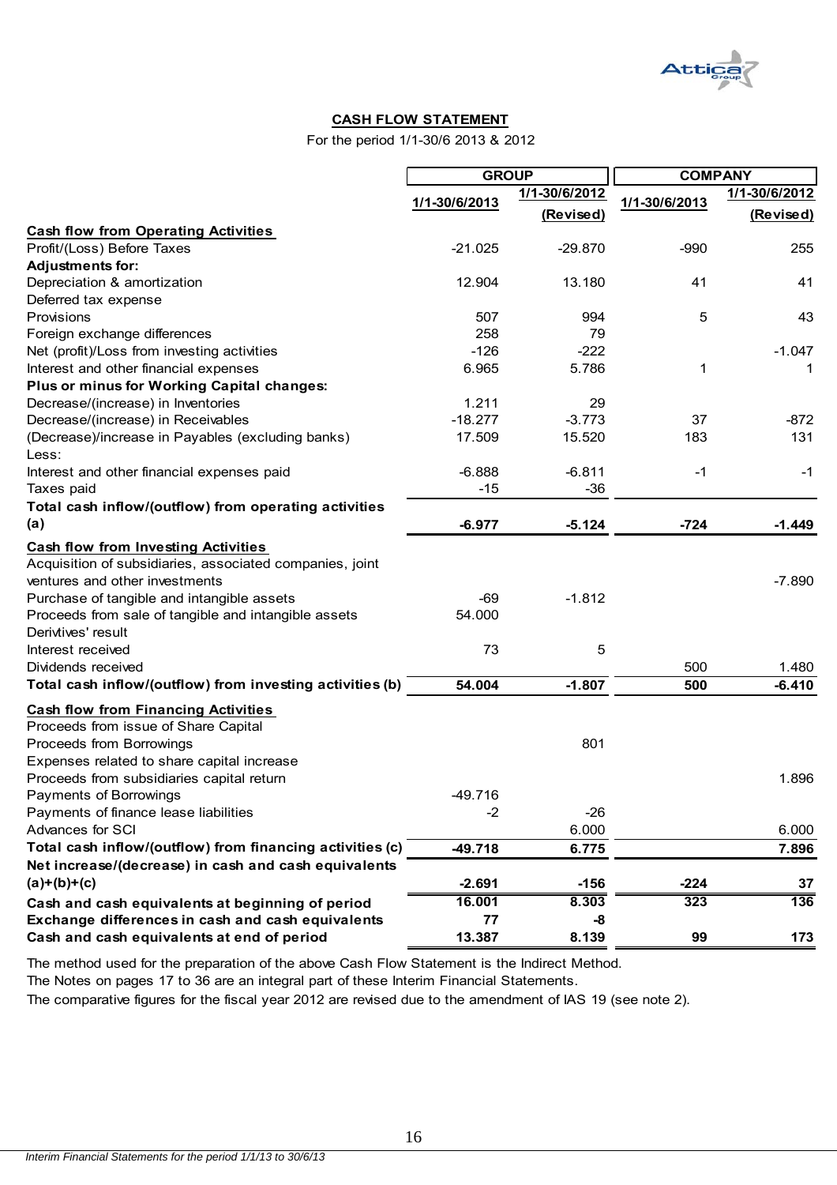## CASH FLOW STATEMENT

For the period 1/1-30/6 2013 & 2012

| | GROUP | | COMPANY | |
|---|---|---|---|---|
| | 1/1-30/6/2013 | 1/1-30/6/2012 (Revised) | 1/1-30/6/2013 | 1/1-30/6/2012 (Revised) |
| **Cash flow from Operating Activities** | | | | |
| Profit/(Loss) Before Taxes | -21.025 | -29.870 | -990 | 255 |
| **Adjustments for:** | | | | |
| Depreciation & amortization | 12.904 | 13.180 | 41 | 41 |
| Deferred tax expense | | | | |
| Provisions | 507 | 994 | 5 | 43 |
| Foreign exchange differences | 258 | 79 | | |
| Net (profit)/Loss from investing activities | -126 | -222 | | -1.047 |
| Interest and other financial expenses | 6.965 | 5.786 | 1 | 1 |
| **Plus or minus for Working Capital changes:** | | | | |
| Decrease/(increase) in Inventories | 1.211 | 29 | | |
| Decrease/(increase) in Receivables | -18.277 | -3.773 | 37 | -872 |
| (Decrease)/increase in Payables (excluding banks) | 17.509 | 15.520 | 183 | 131 |
| Less: | | | | |
| Interest and other financial expenses paid | -6.888 | -6.811 | -1 | -1 |
| Taxes paid | -15 | -36 | | |
| **Total cash inflow/(outflow) from operating activities (a)** | **-6.977** | **-5.124** | **-724** | **-1.449** |
| **Cash flow from Investing Activities** | | | | |
| Acquisition of subsidiaries, associated companies, joint ventures and other investments | | | | -7.890 |
| Purchase of tangible and intangible assets | -69 | -1.812 | | |
| Proceeds from sale of tangible and intangible assets | 54.000 | | | |
| Derivtives' result | | | | |
| Interest received | 73 | 5 | | |
| Dividends received | | | 500 | 1.480 |
| **Total cash inflow/(outflow) from investing activities (b)** | **54.004** | **-1.807** | **500** | **-6.410** |
| **Cash flow from Financing Activities** | | | | |
| Proceeds from issue of Share Capital | | | | |
| Proceeds from Borrowings | | 801 | | |
| Expenses related to share capital increase | | | | |
| Proceeds from subsidiaries capital return | | | | 1.896 |
| Payments of Borrowings | -49.716 | | | |
| Payments of finance lease liabilities | -2 | -26 | | |
| Advances for SCI | | 6.000 | | 6.000 |
| **Total cash inflow/(outflow) from financing activities (c)** | **-49.718** | **6.775** | | **7.896** |
| **Net increase/(decrease) in cash and cash equivalents (a)+(b)+(c)** | **-2.691** | **-156** | **-224** | **37** |
| **Cash and cash equivalents at beginning of period** | **16.001** | **8.303** | **323** | **136** |
| **Exchange differences in cash and cash equivalents** | **77** | **-8** | | |
| **Cash and cash equivalents at end of period** | **13.387** | **8.139** | **99** | **173** |

The method used for the preparation of the above Cash Flow Statement is the Indirect Method.

The Notes on pages 17 to 36 are an integral part of these Interim Financial Statements.

The comparative figures for the fiscal year 2012 are revised due to the amendment of IAS 19 (see note 2).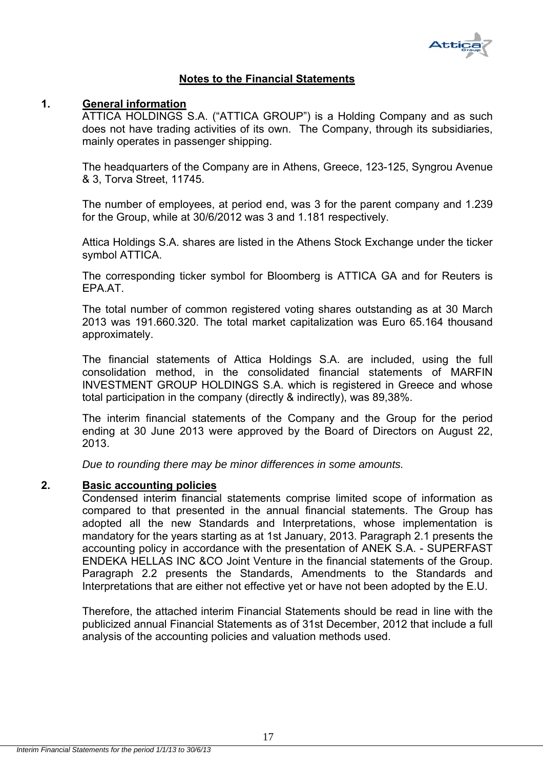## Notes to the Financial Statements

### 1. General information

ATTICA HOLDINGS S.A. ("ATTICA GROUP") is a Holding Company and as such does not have trading activities of its own. The Company, through its subsidiaries, mainly operates in passenger shipping.

The headquarters of the Company are in Athens, Greece, 123-125, Syngrou Avenue & 3, Torva Street, 11745.

The number of employees, at period end, was 3 for the parent company and 1.239 for the Group, while at 30/6/2012 was 3 and 1.181 respectively.

Attica Holdings S.A. shares are listed in the Athens Stock Exchange under the ticker symbol ATTICA.

The corresponding ticker symbol for Bloomberg is ATTICA GA and for Reuters is EPA.AT.

The total number of common registered voting shares outstanding as at 30 March 2013 was 191.660.320. The total market capitalization was Euro 65.164 thousand approximately.

The financial statements of Attica Holdings S.A. are included, using the full consolidation method, in the consolidated financial statements of MARFIN INVESTMENT GROUP HOLDINGS S.A. which is registered in Greece and whose total participation in the company (directly & indirectly), was 89,38%.

The interim financial statements of the Company and the Group for the period ending at 30 June 2013 were approved by the Board of Directors on August 22, 2013.

*Due to rounding there may be minor differences in some amounts.*

### 2. Basic accounting policies

Condensed interim financial statements comprise limited scope of information as compared to that presented in the annual financial statements. The Group has adopted all the new Standards and Interpretations, whose implementation is mandatory for the years starting as at 1st January, 2013. Paragraph 2.1 presents the accounting policy in accordance with the presentation of ANEK S.A. - SUPERFAST ENDEKA HELLAS INC &CO Joint Venture in the financial statements of the Group. Paragraph 2.2 presents the Standards, Amendments to the Standards and Interpretations that are either not effective yet or have not been adopted by the E.U.

Therefore, the attached interim Financial Statements should be read in line with the publicized annual Financial Statements as of 31st December, 2012 that include a full analysis of the accounting policies and valuation methods used.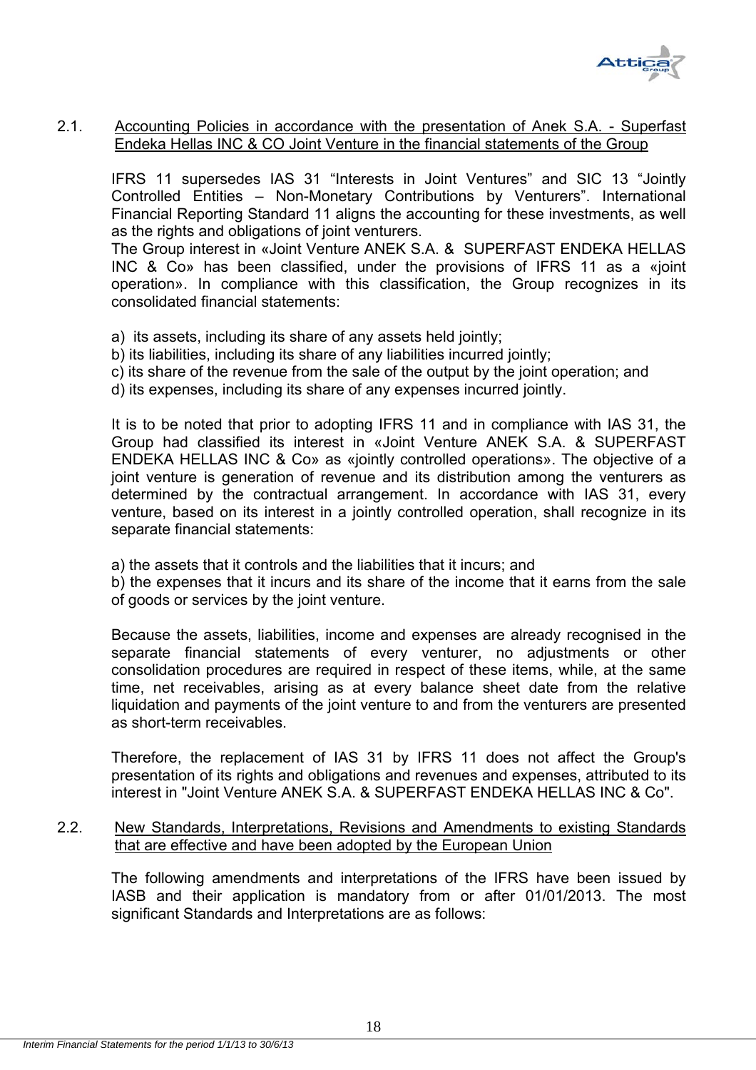## 2.1. Accounting Policies in accordance with the presentation of Anek S.A. - Superfast Endeka Hellas INC & CO Joint Venture in the financial statements of the Group

IFRS 11 supersedes IAS 31 "Interests in Joint Ventures" and SIC 13 "Jointly Controlled Entities – Non-Monetary Contributions by Venturers". International Financial Reporting Standard 11 aligns the accounting for these investments, as well as the rights and obligations of joint venturers.
The Group interest in «Joint Venture ANEK S.A. & SUPERFAST ENDEKA HELLAS INC & Co» has been classified, under the provisions of IFRS 11 as a «joint operation». In compliance with this classification, the Group recognizes in its consolidated financial statements:

a) its assets, including its share of any assets held jointly;
b) its liabilities, including its share of any liabilities incurred jointly;
c) its share of the revenue from the sale of the output by the joint operation; and
d) its expenses, including its share of any expenses incurred jointly.

It is to be noted that prior to adopting IFRS 11 and in compliance with IAS 31, the Group had classified its interest in «Joint Venture ANEK S.A. & SUPERFAST ENDEKA HELLAS INC & Co» as «jointly controlled operations». The objective of a joint venture is generation of revenue and its distribution among the venturers as determined by the contractual arrangement. In accordance with IAS 31, every venture, based on its interest in a jointly controlled operation, shall recognize in its separate financial statements:

a) the assets that it controls and the liabilities that it incurs; and
b) the expenses that it incurs and its share of the income that it earns from the sale of goods or services by the joint venture.

Because the assets, liabilities, income and expenses are already recognised in the separate financial statements of every venturer, no adjustments or other consolidation procedures are required in respect of these items, while, at the same time, net receivables, arising as at every balance sheet date from the relative liquidation and payments of the joint venture to and from the venturers are presented as short-term receivables.

Therefore, the replacement of IAS 31 by IFRS 11 does not affect the Group's presentation of its rights and obligations and revenues and expenses, attributed to its interest in "Joint Venture ANEK S.A. & SUPERFAST ENDEKA HELLAS INC & Co".

## 2.2. New Standards, Interpretations, Revisions and Amendments to existing Standards that are effective and have been adopted by the European Union

The following amendments and interpretations of the IFRS have been issued by IASB and their application is mandatory from or after 01/01/2013. The most significant Standards and Interpretations are as follows: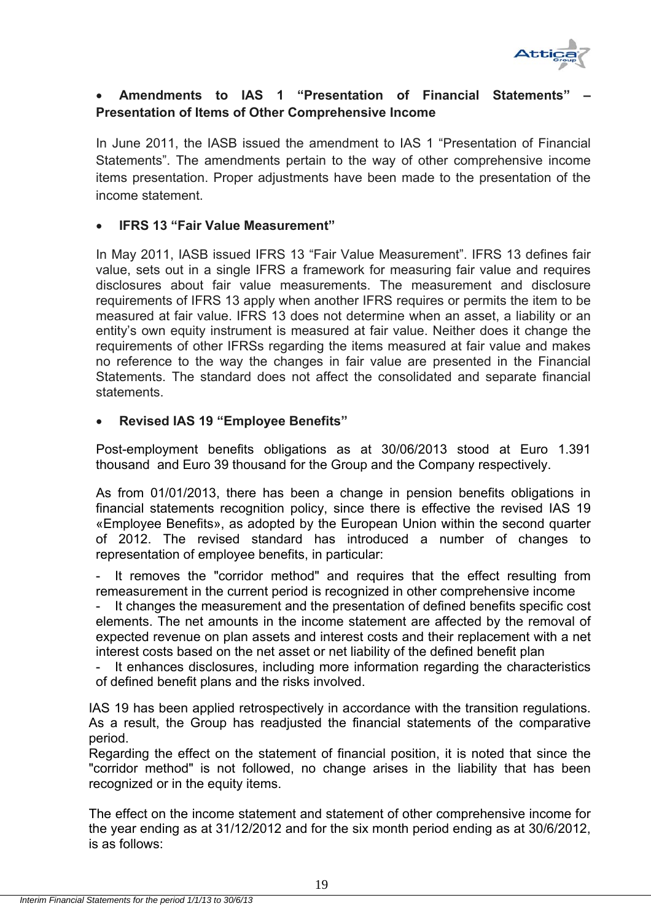- **Amendments to IAS 1 "Presentation of Financial Statements" – Presentation of Items of Other Comprehensive Income**

In June 2011, the IASB issued the amendment to IAS 1 "Presentation of Financial Statements". The amendments pertain to the way of other comprehensive income items presentation. Proper adjustments have been made to the presentation of the income statement.

- **IFRS 13 "Fair Value Measurement"**

In May 2011, IASB issued IFRS 13 "Fair Value Measurement". IFRS 13 defines fair value, sets out in a single IFRS a framework for measuring fair value and requires disclosures about fair value measurements. The measurement and disclosure requirements of IFRS 13 apply when another IFRS requires or permits the item to be measured at fair value. IFRS 13 does not determine when an asset, a liability or an entity's own equity instrument is measured at fair value. Neither does it change the requirements of other IFRSs regarding the items measured at fair value and makes no reference to the way the changes in fair value are presented in the Financial Statements. The standard does not affect the consolidated and separate financial statements.

- **Revised IAS 19 "Employee Benefits"**

Post-employment benefits obligations as at 30/06/2013 stood at Euro 1.391 thousand and Euro 39 thousand for the Group and the Company respectively.

As from 01/01/2013, there has been a change in pension benefits obligations in financial statements recognition policy, since there is effective the revised IAS 19 «Employee Benefits», as adopted by the European Union within the second quarter of 2012. The revised standard has introduced a number of changes to representation of employee benefits, in particular:

- It removes the "corridor method" and requires that the effect resulting from remeasurement in the current period is recognized in other comprehensive income
- It changes the measurement and the presentation of defined benefits specific cost elements. The net amounts in the income statement are affected by the removal of expected revenue on plan assets and interest costs and their replacement with a net interest costs based on the net asset or net liability of the defined benefit plan
- It enhances disclosures, including more information regarding the characteristics of defined benefit plans and the risks involved.

IAS 19 has been applied retrospectively in accordance with the transition regulations. As a result, the Group has readjusted the financial statements of the comparative period.

Regarding the effect on the statement of financial position, it is noted that since the "corridor method" is not followed, no change arises in the liability that has been recognized or in the equity items.

The effect on the income statement and statement of other comprehensive income for the year ending as at 31/12/2012 and for the six month period ending as at 30/6/2012, is as follows: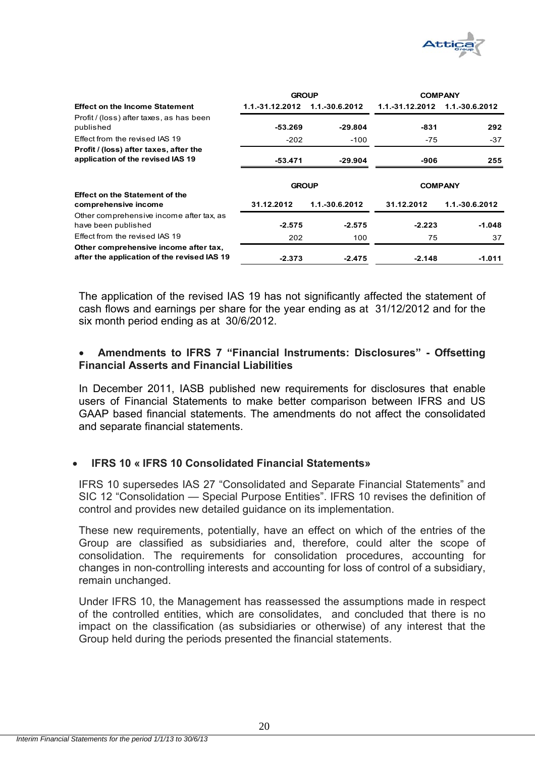| Effect on the Income Statement | GROUP | | COMPANY | |
|---|---|---|---|---|
| | 1.1.-31.12.2012 | 1.1.-30.6.2012 | 1.1.-31.12.2012 | 1.1.-30.6.2012 |
| Profit / (loss) after taxes, as has been published | -53.269 | -29.804 | -831 | 292 |
| Effect from the revised IAS 19 | -202 | -100 | -75 | -37 |
| **Profit / (loss) after taxes, after the application of the revised IAS 19** | **-53.471** | **-29.904** | **-906** | **255** |

| Effect on the Statement of the comprehensive income | GROUP | | COMPANY | |
|---|---|---|---|---|
| | 31.12.2012 | 1.1.-30.6.2012 | 31.12.2012 | 1.1.-30.6.2012 |
| Other comprehensive income after tax, as have been published | -2.575 | -2.575 | -2.223 | -1.048 |
| Effect from the revised IAS 19 | 202 | 100 | 75 | 37 |
| **Other comprehensive income after tax, after the application of the revised IAS 19** | **-2.373** | **-2.475** | **-2.148** | **-1.011** |

The application of the revised IAS 19 has not significantly affected the statement of cash flows and earnings per share for the year ending as at 31/12/2012 and for the six month period ending as at 30/6/2012.

- **Amendments to IFRS 7 "Financial Instruments: Disclosures" - Offsetting Financial Asserts and Financial Liabilities**

In December 2011, IASB published new requirements for disclosures that enable users of Financial Statements to make better comparison between IFRS and US GAAP based financial statements. The amendments do not affect the consolidated and separate financial statements.

- **IFRS 10 « IFRS 10 Consolidated Financial Statements»**

IFRS 10 supersedes IAS 27 "Consolidated and Separate Financial Statements" and SIC 12 "Consolidation — Special Purpose Entities". IFRS 10 revises the definition of control and provides new detailed guidance on its implementation.

These new requirements, potentially, have an effect on which of the entries of the Group are classified as subsidiaries and, therefore, could alter the scope of consolidation. The requirements for consolidation procedures, accounting for changes in non-controlling interests and accounting for loss of control of a subsidiary, remain unchanged.

Under IFRS 10, the Management has reassessed the assumptions made in respect of the controlled entities, which are consolidates, and concluded that there is no impact on the classification (as subsidiaries or otherwise) of any interest that the Group held during the periods presented the financial statements.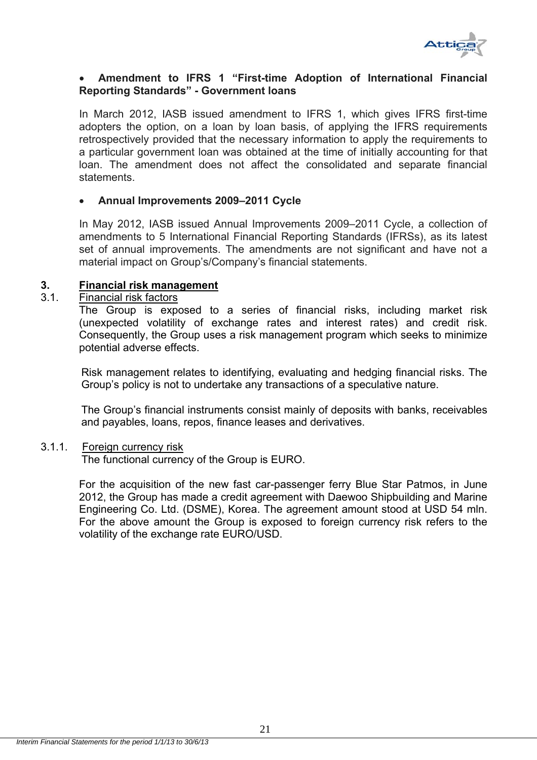- **Amendment to IFRS 1 "First-time Adoption of International Financial Reporting Standards" - Government loans**

In March 2012, IASB issued amendment to IFRS 1, which gives IFRS first-time adopters the option, on a loan by loan basis, of applying the IFRS requirements retrospectively provided that the necessary information to apply the requirements to a particular government loan was obtained at the time of initially accounting for that loan. The amendment does not affect the consolidated and separate financial statements.

- **Annual Improvements 2009–2011 Cycle**

In May 2012, IASB issued Annual Improvements 2009–2011 Cycle, a collection of amendments to 5 International Financial Reporting Standards (IFRSs), as its latest set of annual improvements. The amendments are not significant and have not a material impact on Group's/Company's financial statements.

## 3. Financial risk management

### 3.1. Financial risk factors

The Group is exposed to a series of financial risks, including market risk (unexpected volatility of exchange rates and interest rates) and credit risk. Consequently, the Group uses a risk management program which seeks to minimize potential adverse effects.

Risk management relates to identifying, evaluating and hedging financial risks. The Group's policy is not to undertake any transactions of a speculative nature.

The Group's financial instruments consist mainly of deposits with banks, receivables and payables, loans, repos, finance leases and derivatives.

#### 3.1.1. Foreign currency risk

The functional currency of the Group is EURO.

For the acquisition of the new fast car-passenger ferry Blue Star Patmos, in June 2012, the Group has made a credit agreement with Daewoo Shipbuilding and Marine Engineering Co. Ltd. (DSME), Korea. The agreement amount stood at USD 54 mln. For the above amount the Group is exposed to foreign currency risk refers to the volatility of the exchange rate EURO/USD.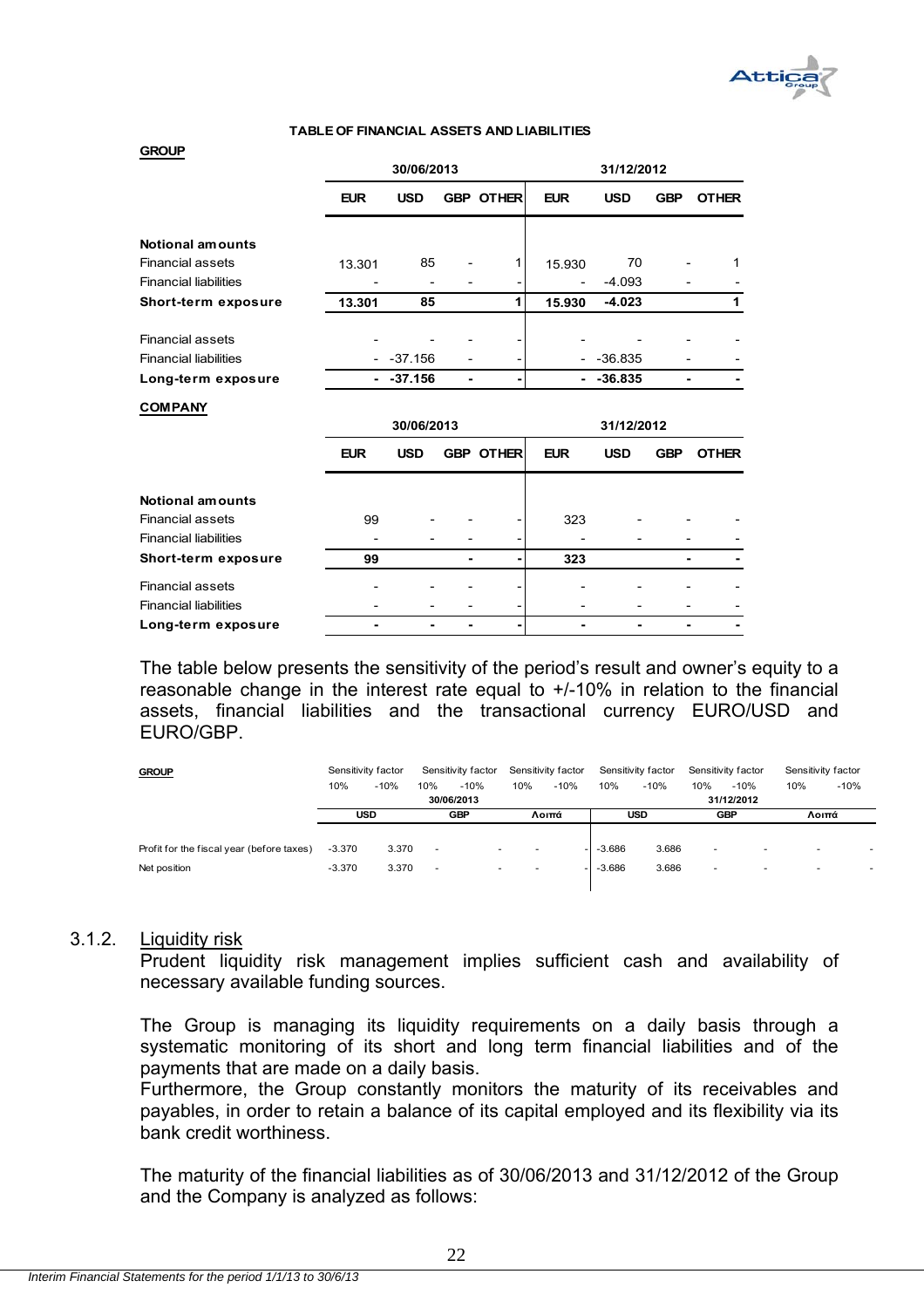**TABLE OF FINANCIAL ASSETS AND LIABILITIES**

**GROUP**

| | 30/06/2013 | | | | 31/12/2012 | | | |
|---|---|---|---|---|---|---|---|---|
| | EUR | USD | GBP | OTHER | EUR | USD | GBP | OTHER |
| **Notional amounts** | | | | | | | | |
| Financial assets | 13.301 | 85 | - | 1 | 15.930 | 70 | - | 1 |
| Financial liabilities | - | - | - | - | - | -4.093 | - | - |
| **Short-term exposure** | **13.301** | **85** | | **1** | **15.930** | **-4.023** | | **1** |
| Financial assets | - | - | - | - | - | - | - | - |
| Financial liabilities | - | -37.156 | - | - | - | -36.835 | - | - |
| **Long-term exposure** | **-** | **-37.156** | **-** | **-** | **-** | **-36.835** | **-** | **-** |

**COMPANY**

| | 30/06/2013 | | | | 31/12/2012 | | | |
|---|---|---|---|---|---|---|---|---|
| | EUR | USD | GBP | OTHER | EUR | USD | GBP | OTHER |
| **Notional amounts** | | | | | | | | |
| Financial assets | 99 | - | - | - | 323 | - | - | - |
| Financial liabilities | - | - | - | - | - | - | - | - |
| **Short-term exposure** | **99** | | **-** | **-** | **323** | | **-** | **-** |
| Financial assets | - | - | - | - | - | - | - | - |
| Financial liabilities | - | - | - | - | - | - | - | - |
| **Long-term exposure** | **-** | **-** | **-** | **-** | **-** | **-** | **-** | **-** |

The table below presents the sensitivity of the period's result and owner's equity to a reasonable change in the interest rate equal to +/-10% in relation to the financial assets, financial liabilities and the transactional currency EURO/USD and EURO/GBP.

**GROUP**

| | Sensitivity factor | | Sensitivity factor | | Sensitivity factor | | Sensitivity factor | | Sensitivity factor | | Sensitivity factor | |
|---|---|---|---|---|---|---|---|---|---|---|---|---|
| | 10% | -10% | 10% | -10% | 10% | -10% | 10% | -10% | 10% | -10% | 10% | -10% |
| | 30/06/2013 | | | | | | 31/12/2012 | | | | | |
| | USD | | GBP | | Λοιπά | | USD | | GBP | | Λοιπά | |
| Profit for the fiscal year (before taxes) | -3.370 | 3.370 | - | - | - | - | -3.686 | 3.686 | - | - | - | - |
| Net position | -3.370 | 3.370 | - | - | - | - | -3.686 | 3.686 | - | - | - | - |

### 3.1.2. Liquidity risk

Prudent liquidity risk management implies sufficient cash and availability of necessary available funding sources.

The Group is managing its liquidity requirements on a daily basis through a systematic monitoring of its short and long term financial liabilities and of the payments that are made on a daily basis.

Furthermore, the Group constantly monitors the maturity of its receivables and payables, in order to retain a balance of its capital employed and its flexibility via its bank credit worthiness.

The maturity of the financial liabilities as of 30/06/2013 and 31/12/2012 of the Group and the Company is analyzed as follows: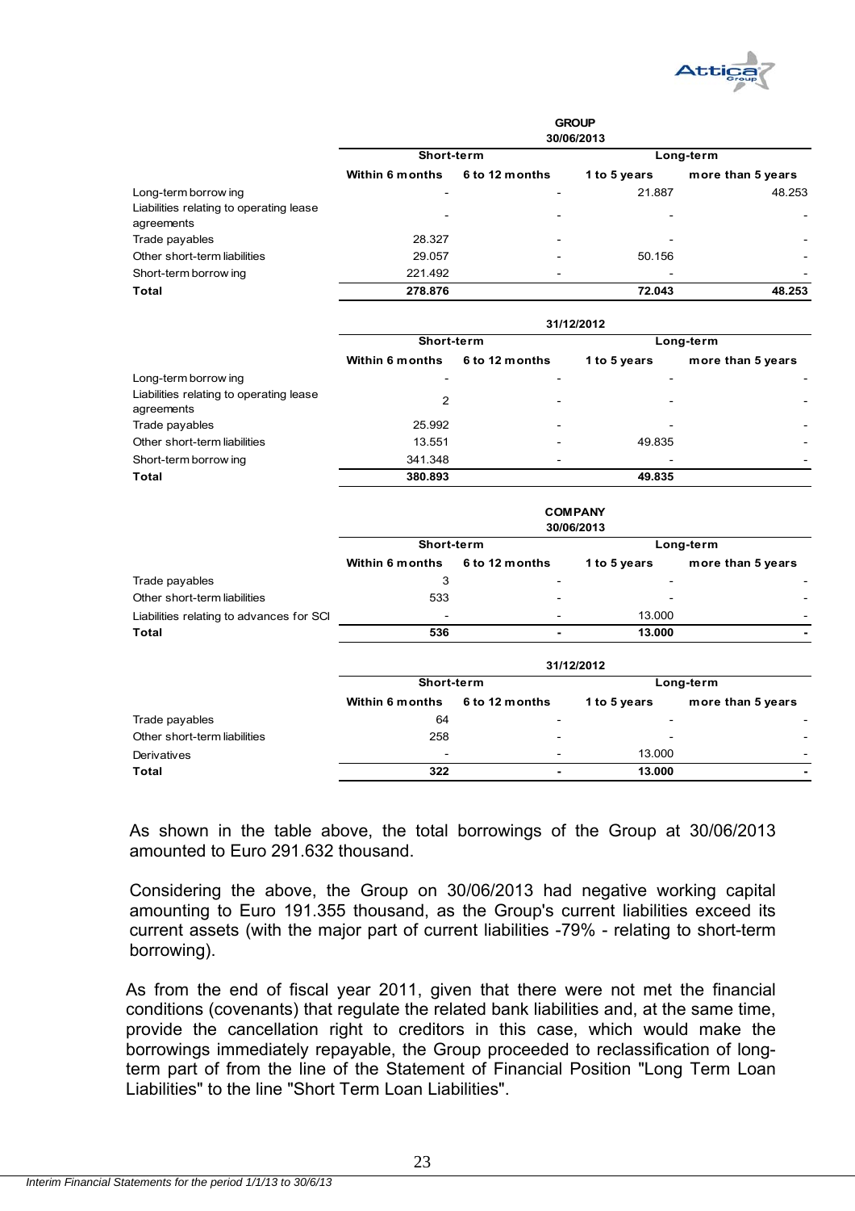**GROUP**

**30/06/2013**

| | Short-term | | Long-term | |
|---|---|---|---|---|
| | **Within 6 months** | **6 to 12 months** | **1 to 5 years** | **more than 5 years** |
| Long-term borrowing | - | - | 21.887 | 48.253 |
| Liabilities relating to operating lease agreements | - | - | - | - |
| Trade payables | 28.327 | - | - | - |
| Other short-term liabilities | 29.057 | - | 50.156 | - |
| Short-term borrowing | 221.492 | - | - | - |
| **Total** | **278.876** | | **72.043** | **48.253** |

**31/12/2012**

| | Short-term | | Long-term | |
|---|---|---|---|---|
| | **Within 6 months** | **6 to 12 months** | **1 to 5 years** | **more than 5 years** |
| Long-term borrowing | - | - | - | - |
| Liabilities relating to operating lease agreements | 2 | - | - | - |
| Trade payables | 25.992 | - | - | - |
| Other short-term liabilities | 13.551 | - | 49.835 | - |
| Short-term borrowing | 341.348 | - | - | - |
| **Total** | **380.893** | | **49.835** | |

**COMPANY**

**30/06/2013**

| | Short-term | | Long-term | |
|---|---|---|---|---|
| | **Within 6 months** | **6 to 12 months** | **1 to 5 years** | **more than 5 years** |
| Trade payables | 3 | - | - | - |
| Other short-term liabilities | 533 | - | - | - |
| Liabilities relating to advances for SCI | - | - | 13.000 | - |
| **Total** | **536** | **-** | **13.000** | **-** |

**31/12/2012**

| | Short-term | | Long-term | |
|---|---|---|---|---|
| | **Within 6 months** | **6 to 12 months** | **1 to 5 years** | **more than 5 years** |
| Trade payables | 64 | - | - | - |
| Other short-term liabilities | 258 | - | - | - |
| Derivatives | - | - | 13.000 | - |
| **Total** | **322** | **-** | **13.000** | **-** |

As shown in the table above, the total borrowings of the Group at 30/06/2013 amounted to Euro 291.632 thousand.

Considering the above, the Group on 30/06/2013 had negative working capital amounting to Euro 191.355 thousand, as the Group's current liabilities exceed its current assets (with the major part of current liabilities -79% - relating to short-term borrowing).

As from the end of fiscal year 2011, given that there were not met the financial conditions (covenants) that regulate the related bank liabilities and, at the same time, provide the cancellation right to creditors in this case, which would make the borrowings immediately repayable, the Group proceeded to reclassification of long-term part of from the line of the Statement of Financial Position "Long Term Loan Liabilities" to the line "Short Term Loan Liabilities".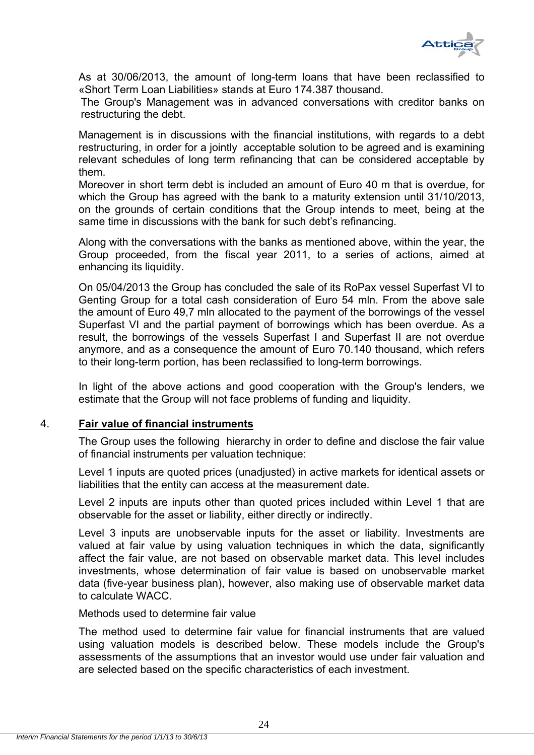As at 30/06/2013, the amount of long-term loans that have been reclassified to «Short Term Loan Liabilities» stands at Euro 174.387 thousand.

The Group's Management was in advanced conversations with creditor banks on restructuring the debt.

Management is in discussions with the financial institutions, with regards to a debt restructuring, in order for a jointly acceptable solution to be agreed and is examining relevant schedules of long term refinancing that can be considered acceptable by them.

Moreover in short term debt is included an amount of Euro 40 m that is overdue, for which the Group has agreed with the bank to a maturity extension until 31/10/2013, on the grounds of certain conditions that the Group intends to meet, being at the same time in discussions with the bank for such debt's refinancing.

Along with the conversations with the banks as mentioned above, within the year, the Group proceeded, from the fiscal year 2011, to a series of actions, aimed at enhancing its liquidity.

On 05/04/2013 the Group has concluded the sale of its RoPax vessel Superfast VI to Genting Group for a total cash consideration of Euro 54 mln. From the above sale the amount of Euro 49,7 mln allocated to the payment of the borrowings of the vessel Superfast VI and the partial payment of borrowings which has been overdue. As a result, the borrowings of the vessels Superfast I and Superfast II are not overdue anymore, and as a consequence the amount of Euro 70.140 thousand, which refers to their long-term portion, has been reclassified to long-term borrowings.

In light of the above actions and good cooperation with the Group's lenders, we estimate that the Group will not face problems of funding and liquidity.

## 4. Fair value of financial instruments

The Group uses the following hierarchy in order to define and disclose the fair value of financial instruments per valuation technique:

Level 1 inputs are quoted prices (unadjusted) in active markets for identical assets or liabilities that the entity can access at the measurement date.

Level 2 inputs are inputs other than quoted prices included within Level 1 that are observable for the asset or liability, either directly or indirectly.

Level 3 inputs are unobservable inputs for the asset or liability. Investments are valued at fair value by using valuation techniques in which the data, significantly affect the fair value, are not based on observable market data. This level includes investments, whose determination of fair value is based on unobservable market data (five-year business plan), however, also making use of observable market data to calculate WACC.

Methods used to determine fair value

The method used to determine fair value for financial instruments that are valued using valuation models is described below. These models include the Group's assessments of the assumptions that an investor would use under fair valuation and are selected based on the specific characteristics of each investment.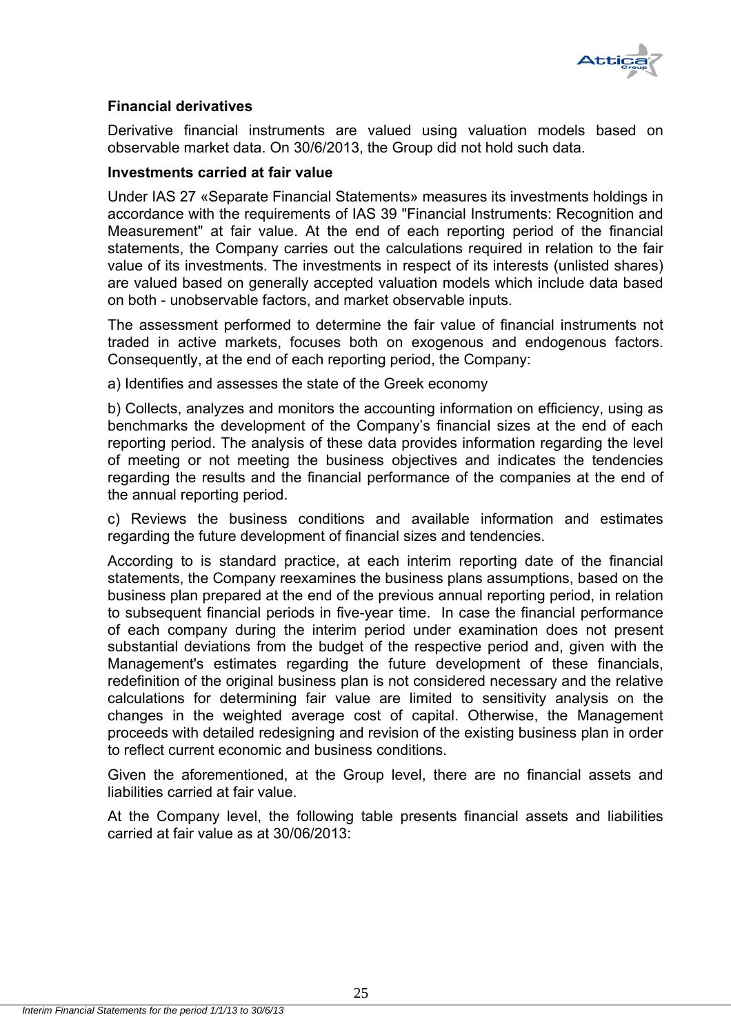**Financial derivatives**

Derivative financial instruments are valued using valuation models based on observable market data. On 30/6/2013, the Group did not hold such data.

**Investments carried at fair value**

Under IAS 27 «Separate Financial Statements» measures its investments holdings in accordance with the requirements of IAS 39 "Financial Instruments: Recognition and Measurement" at fair value. At the end of each reporting period of the financial statements, the Company carries out the calculations required in relation to the fair value of its investments. The investments in respect of its interests (unlisted shares) are valued based on generally accepted valuation models which include data based on both - unobservable factors, and market observable inputs.

The assessment performed to determine the fair value of financial instruments not traded in active markets, focuses both on exogenous and endogenous factors. Consequently, at the end of each reporting period, the Company:

a) Identifies and assesses the state of the Greek economy

b) Collects, analyzes and monitors the accounting information on efficiency, using as benchmarks the development of the Company's financial sizes at the end of each reporting period. The analysis of these data provides information regarding the level of meeting or not meeting the business objectives and indicates the tendencies regarding the results and the financial performance of the companies at the end of the annual reporting period.

c) Reviews the business conditions and available information and estimates regarding the future development of financial sizes and tendencies.

According to is standard practice, at each interim reporting date of the financial statements, the Company reexamines the business plans assumptions, based on the business plan prepared at the end of the previous annual reporting period, in relation to subsequent financial periods in five-year time. In case the financial performance of each company during the interim period under examination does not present substantial deviations from the budget of the respective period and, given with the Management's estimates regarding the future development of these financials, redefinition of the original business plan is not considered necessary and the relative calculations for determining fair value are limited to sensitivity analysis on the changes in the weighted average cost of capital. Otherwise, the Management proceeds with detailed redesigning and revision of the existing business plan in order to reflect current economic and business conditions.

Given the aforementioned, at the Group level, there are no financial assets and liabilities carried at fair value.

At the Company level, the following table presents financial assets and liabilities carried at fair value as at 30/06/2013: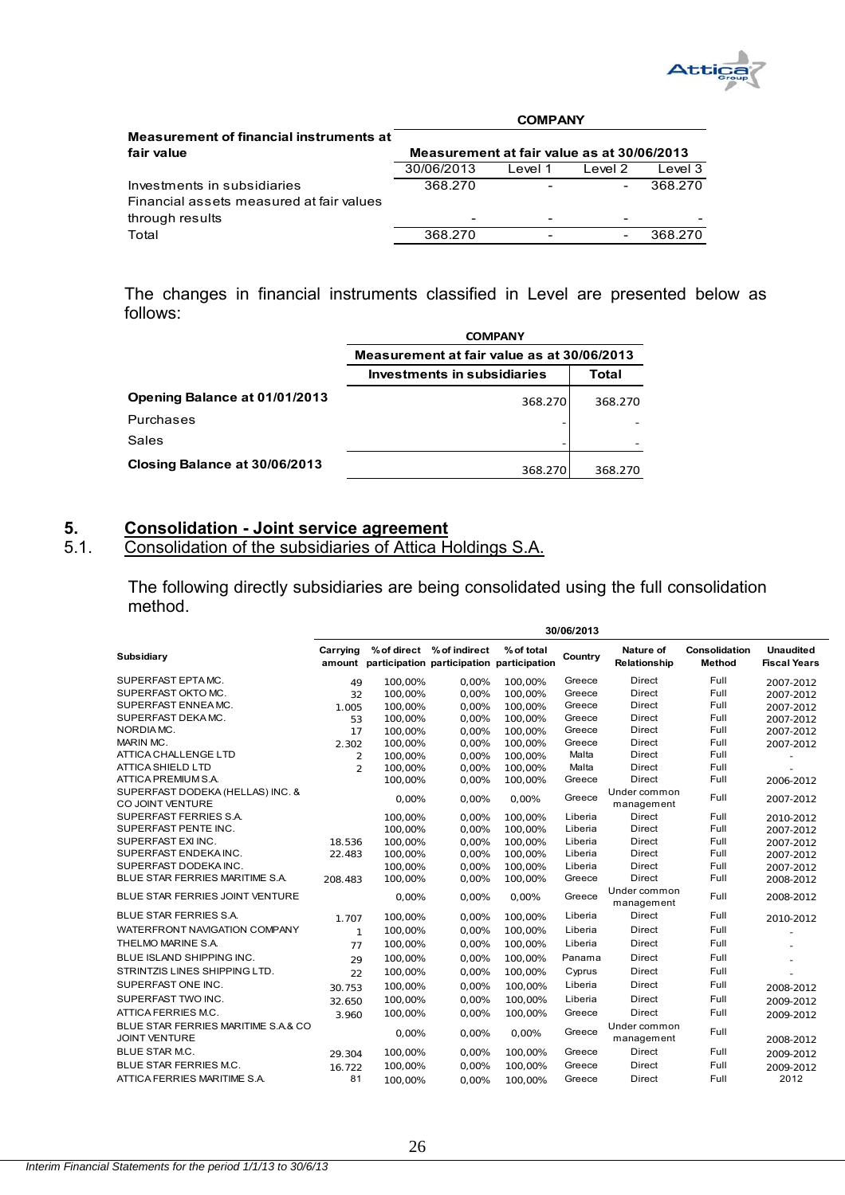| Measurement of financial instruments at fair value | COMPANY | | | |
|---|---|---|---|---|
| | Measurement at fair value as at 30/06/2013 | | | |
| | 30/06/2013 | Level 1 | Level 2 | Level 3 |
| Investments in subsidiaries | 368.270 | - | - | 368.270 |
| Financial assets measured at fair values through results | - | - | - | - |
| Total | 368.270 | - | - | 368.270 |

The changes in financial instruments classified in Level are presented below as follows:

| | COMPANY | |
|---|---|---|
| | Measurement at fair value as at 30/06/2013 | |
| | Investments in subsidiaries | Total |
| **Opening Balance at 01/01/2013** | 368.270 | 368.270 |
| Purchases | - | - |
| Sales | - | - |
| **Closing Balance at 30/06/2013** | 368.270 | 368.270 |

## 5. Consolidation - Joint service agreement

### 5.1. Consolidation of the subsidiaries of Attica Holdings S.A.

The following directly subsidiaries are being consolidated using the full consolidation method.

| | 30/06/2013 | | | | | | | |
|---|---|---|---|---|---|---|---|---|
| Subsidiary | Carrying amount | % of direct participation | % of indirect participation | % of total participation | Country | Nature of Relationship | Consolidation Method | Unaudited Fiscal Years |
| SUPERFAST EPTA MC. | 49 | 100,00% | 0,00% | 100,00% | Greece | Direct | Full | 2007-2012 |
| SUPERFAST OKTO MC. | 32 | 100,00% | 0,00% | 100,00% | Greece | Direct | Full | 2007-2012 |
| SUPERFAST ENNEA MC. | 1.005 | 100,00% | 0,00% | 100,00% | Greece | Direct | Full | 2007-2012 |
| SUPERFAST DEKA MC. | 53 | 100,00% | 0,00% | 100,00% | Greece | Direct | Full | 2007-2012 |
| NORDIA MC. | 17 | 100,00% | 0,00% | 100,00% | Greece | Direct | Full | 2007-2012 |
| MARIN MC. | 2.302 | 100,00% | 0,00% | 100,00% | Greece | Direct | Full | 2007-2012 |
| ATTICA CHALLENGE LTD | 2 | 100,00% | 0,00% | 100,00% | Malta | Direct | Full | - |
| ATTICA SHIELD LTD | 2 | 100,00% | 0,00% | 100,00% | Malta | Direct | Full | - |
| ATTICA PREMIUM S.A. | | 100,00% | 0,00% | 100,00% | Greece | Direct | Full | 2006-2012 |
| SUPERFAST DODEKA (HELLAS) INC. & CO JOINT VENTURE | | 0,00% | 0,00% | 0,00% | Greece | Under common management | Full | 2007-2012 |
| SUPERFAST FERRIES S.A. | | 100,00% | 0,00% | 100,00% | Liberia | Direct | Full | 2010-2012 |
| SUPERFAST PENTE INC. | | 100,00% | 0,00% | 100,00% | Liberia | Direct | Full | 2007-2012 |
| SUPERFAST EXI INC. | 18.536 | 100,00% | 0,00% | 100,00% | Liberia | Direct | Full | 2007-2012 |
| SUPERFAST ENDEKA INC. | 22.483 | 100,00% | 0,00% | 100,00% | Liberia | Direct | Full | 2007-2012 |
| SUPERFAST DODEKA INC. | | 100,00% | 0,00% | 100,00% | Liberia | Direct | Full | 2007-2012 |
| BLUE STAR FERRIES MARITIME S.A. | 208.483 | 100,00% | 0,00% | 100,00% | Greece | Direct | Full | 2008-2012 |
| BLUE STAR FERRIES JOINT VENTURE | | 0,00% | 0,00% | 0,00% | Greece | Under common management | Full | 2008-2012 |
| BLUE STAR FERRIES S.A. | 1.707 | 100,00% | 0,00% | 100,00% | Liberia | Direct | Full | 2010-2012 |
| WATERFRONT NAVIGATION COMPANY | 1 | 100,00% | 0,00% | 100,00% | Liberia | Direct | Full | - |
| THELMO MARINE S.A. | 77 | 100,00% | 0,00% | 100,00% | Liberia | Direct | Full | - |
| BLUE ISLAND SHIPPING INC. | 29 | 100,00% | 0,00% | 100,00% | Panama | Direct | Full | - |
| STRINTZIS LINES SHIPPING LTD. | 22 | 100,00% | 0,00% | 100,00% | Cyprus | Direct | Full | - |
| SUPERFAST ONE INC. | 30.753 | 100,00% | 0,00% | 100,00% | Liberia | Direct | Full | 2008-2012 |
| SUPERFAST TWO INC. | 32.650 | 100,00% | 0,00% | 100,00% | Liberia | Direct | Full | 2009-2012 |
| ATTICA FERRIES M.C. | 3.960 | 100,00% | 0,00% | 100,00% | Greece | Direct | Full | 2009-2012 |
| BLUE STAR FERRIES MARITIME S.A.& CO JOINT VENTURE | | 0,00% | 0,00% | 0,00% | Greece | Under common management | Full | 2008-2012 |
| BLUE STAR M.C. | 29.304 | 0,00% | 100,00% | 100,00% | Greece | Direct | Full | 2009-2012 |
| BLUE STAR FERRIES M.C. | 16.722 | 100,00% | 0,00% | 100,00% | Greece | Direct | Full | 2009-2012 |
| ATTICA FERRIES MARITIME S.A. | 81 | 100,00% | 0,00% | 100,00% | Greece | Direct | Full | 2012 |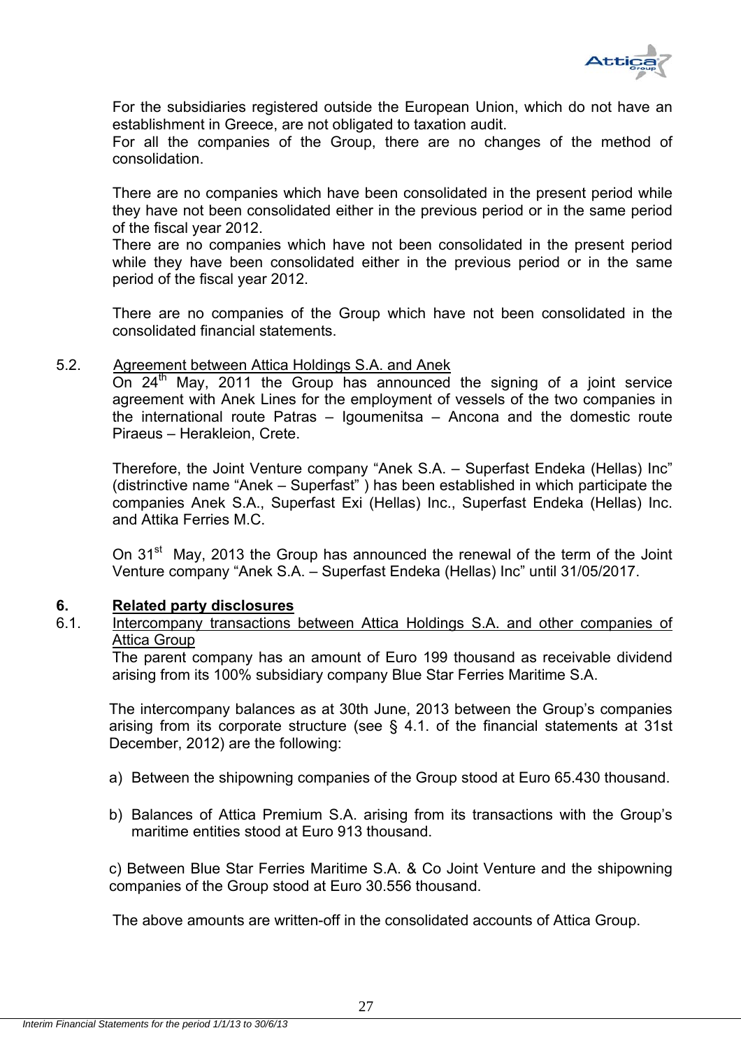For the subsidiaries registered outside the European Union, which do not have an establishment in Greece, are not obligated to taxation audit.
For all the companies of the Group, there are no changes of the method of consolidation.

There are no companies which have been consolidated in the present period while they have not been consolidated either in the previous period or in the same period of the fiscal year 2012.
There are no companies which have not been consolidated in the present period while they have been consolidated either in the previous period or in the same period of the fiscal year 2012.

There are no companies of the Group which have not been consolidated in the consolidated financial statements.

5.2. Agreement between Attica Holdings S.A. and Anek

On 24th May, 2011 the Group has announced the signing of a joint service agreement with Anek Lines for the employment of vessels of the two companies in the international route Patras – Igoumenitsa – Ancona and the domestic route Piraeus – Herakleion, Crete.

Therefore, the Joint Venture company "Anek S.A. – Superfast Endeka (Hellas) Inc" (distrinctive name "Anek – Superfast" ) has been established in which participate the companies Anek S.A., Superfast Exi (Hellas) Inc., Superfast Endeka (Hellas) Inc. and Attika Ferries M.C.

On 31st May, 2013 the Group has announced the renewal of the term of the Joint Venture company "Anek S.A. – Superfast Endeka (Hellas) Inc" until 31/05/2017.

## 6. Related party disclosures

6.1. Intercompany transactions between Attica Holdings S.A. and other companies of Attica Group

The parent company has an amount of Euro 199 thousand as receivable dividend arising from its 100% subsidiary company Blue Star Ferries Maritime S.A.

The intercompany balances as at 30th June, 2013 between the Group's companies arising from its corporate structure (see § 4.1. of the financial statements at 31st December, 2012) are the following:

a) Between the shipowning companies of the Group stood at Euro 65.430 thousand.

b) Balances of Attica Premium S.A. arising from its transactions with the Group's maritime entities stood at Euro 913 thousand.

c) Between Blue Star Ferries Maritime S.A. & Co Joint Venture and the shipowning companies of the Group stood at Euro 30.556 thousand.

The above amounts are written-off in the consolidated accounts of Attica Group.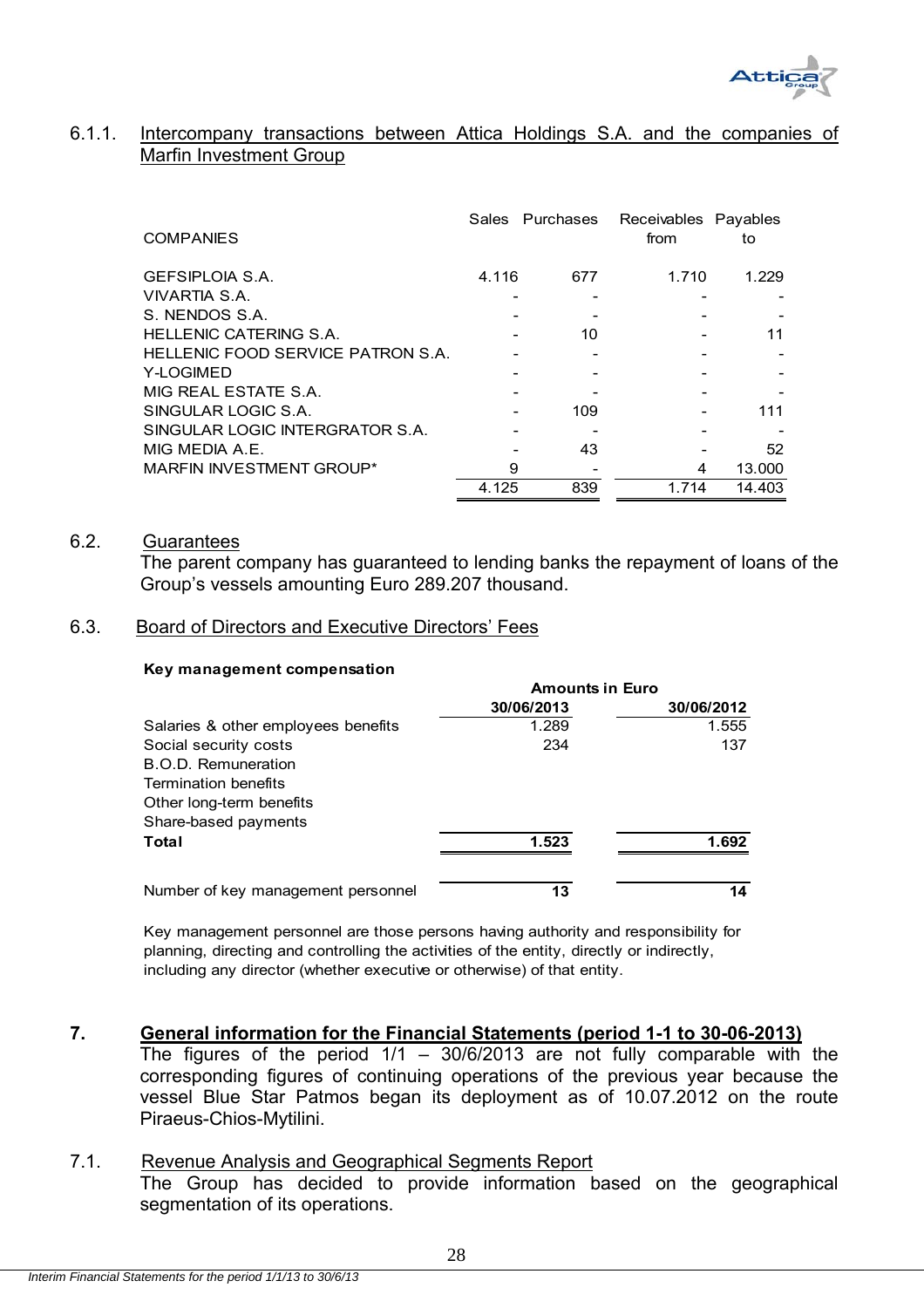### 6.1.1. Intercompany transactions between Attica Holdings S.A. and the companies of Marfin Investment Group

| COMPANIES | Sales | Purchases | Receivables from | Payables to |
|---|---|---|---|---|
| GEFSIPLOIA S.A. | 4.116 | 677 | 1.710 | 1.229 |
| VIVARTIA S.A. | - | - | - | - |
| S. NENDOS S.A. | - | - | - | - |
| HELLENIC CATERING S.A. | - | 10 | - | 11 |
| HELLENIC FOOD SERVICE PATRON S.A. | - | - | - | - |
| Y-LOGIMED | - | - | - | - |
| MIG REAL ESTATE S.A. | - | - | - | - |
| SINGULAR LOGIC S.A. | - | 109 | - | 111 |
| SINGULAR LOGIC INTERGRATOR S.A. | - | - | - | - |
| MIG MEDIA A.E. | - | 43 | - | 52 |
| MARFIN INVESTMENT GROUP* | 9 | - | 4 | 13.000 |
| | 4.125 | 839 | 1.714 | 14.403 |

### 6.2. Guarantees

The parent company has guaranteed to lending banks the repayment of loans of the Group's vessels amounting Euro 289.207 thousand.

### 6.3. Board of Directors and Executive Directors' Fees

**Key management compensation**

| | **Amounts in Euro** | |
|---|---|---|
| | **30/06/2013** | **30/06/2012** |
| Salaries & other employees benefits | 1.289 | 1.555 |
| Social security costs | 234 | 137 |
| B.O.D. Remuneration | | |
| Termination benefits | | |
| Other long-term benefits | | |
| Share-based payments | | |
| **Total** | **1.523** | **1.692** |
| | | |
| Number of key management personnel | **13** | **14** |

Key management personnel are those persons having authority and responsibility for planning, directing and controlling the activities of the entity, directly or indirectly, including any director (whether executive or otherwise) of that entity.

## 7. General information for the Financial Statements (period 1-1 to 30-06-2013)

The figures of the period 1/1 – 30/6/2013 are not fully comparable with the corresponding figures of continuing operations of the previous year because the vessel Blue Star Patmos began its deployment as of 10.07.2012 on the route Piraeus-Chios-Mytilini.

### 7.1. Revenue Analysis and Geographical Segments Report

The Group has decided to provide information based on the geographical segmentation of its operations.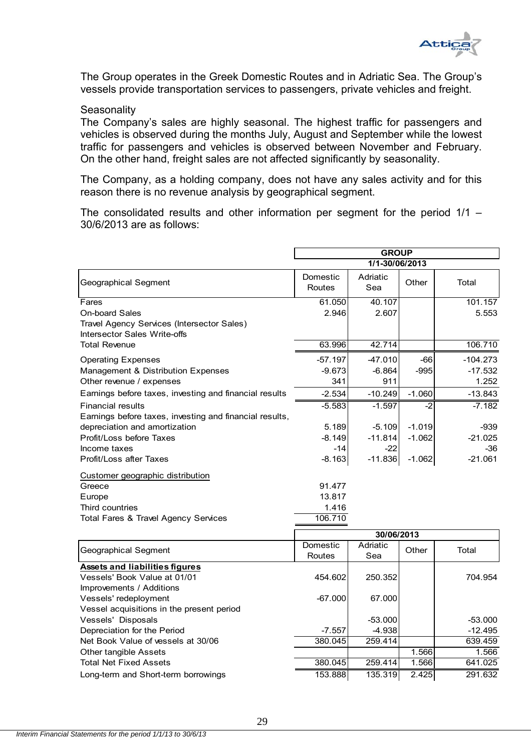The Group operates in the Greek Domestic Routes and in Adriatic Sea. The Group's vessels provide transportation services to passengers, private vehicles and freight.

Seasonality

The Company's sales are highly seasonal. The highest traffic for passengers and vehicles is observed during the months July, August and September while the lowest traffic for passengers and vehicles is observed between November and February. On the other hand, freight sales are not affected significantly by seasonality.

The Company, as a holding company, does not have any sales activity and for this reason there is no revenue analysis by geographical segment.

The consolidated results and other information per segment for the period 1/1 – 30/6/2013 are as follows:

| | GROUP | | | |
|---|---|---|---|---|
| | 1/1-30/06/2013 | | | |
| Geographical Segment | Domestic Routes | Adriatic Sea | Other | Total |
| Fares | 61.050 | 40.107 | | 101.157 |
| On-board Sales | 2.946 | 2.607 | | 5.553 |
| Travel Agency Services (Intersector Sales) | | | | |
| Intersector Sales Write-offs | | | | |
| Total Revenue | 63.996 | 42.714 | | 106.710 |
| Operating Expenses | -57.197 | -47.010 | -66 | -104.273 |
| Management & Distribution Expenses | -9.673 | -6.864 | -995 | -17.532 |
| Other revenue / expenses | 341 | 911 | | 1.252 |
| Earnings before taxes, investing and financial results | -2.534 | -10.249 | -1.060 | -13.843 |
| Financial results | -5.583 | -1.597 | -2 | -7.182 |
| Earnings before taxes, investing and financial results, depreciation and amortization | 5.189 | -5.109 | -1.019 | -939 |
| Profit/Loss before Taxes | -8.149 | -11.814 | -1.062 | -21.025 |
| Income taxes | -14 | -22 | | -36 |
| Profit/Loss after Taxes | -8.163 | -11.836 | -1.062 | -21.061 |
| Customer geographic distribution | | | | |
| Greece | 91.477 | | | |
| Europe | 13.817 | | | |
| Third countries | 1.416 | | | |
| Total Fares & Travel Agency Services | 106.710 | | | |

| | 30/06/2013 | | | |
|---|---|---|---|---|
| Geographical Segment | Domestic Routes | Adriatic Sea | Other | Total |
| **Assets and liabilities figures** | | | | |
| Vessels' Book Value at 01/01 | 454.602 | 250.352 | | 704.954 |
| Improvements / Additions | | | | |
| Vessels' redeployment | -67.000 | 67.000 | | |
| Vessel acquisitions in the present period | | | | |
| Vessels' Disposals | | -53.000 | | -53.000 |
| Depreciation for the Period | -7.557 | -4.938 | | -12.495 |
| Net Book Value of vessels at 30/06 | 380.045 | 259.414 | | 639.459 |
| Other tangible Assets | | | 1.566 | 1.566 |
| Total Net Fixed Assets | 380.045 | 259.414 | 1.566 | 641.025 |
| Long-term and Short-term borrowings | 153.888 | 135.319 | 2.425 | 291.632 |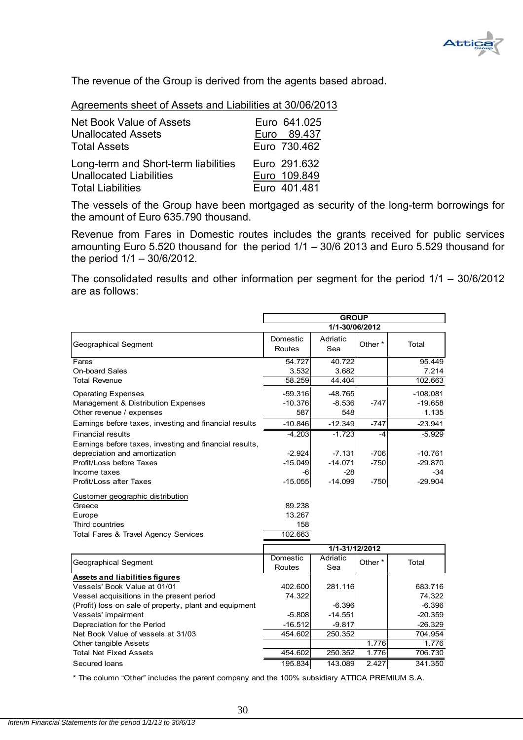The revenue of the Group is derived from the agents based abroad.

Agreements sheet of Assets and Liabilities at 30/06/2013

| | |
|---|---|
| Net Book Value of Assets | Euro 641.025 |
| Unallocated Assets | Euro 89.437 |
| Total Assets | Euro 730.462 |
| Long-term and Short-term liabilities | Euro 291.632 |
| Unallocated Liabilities | Euro 109.849 |
| Total Liabilities | Euro 401.481 |

The vessels of the Group have been mortgaged as security of the long-term borrowings for the amount of Euro 635.790 thousand.

Revenue from Fares in Domestic routes includes the grants received for public services amounting Euro 5.520 thousand for the period 1/1 – 30/6 2013 and Euro 5.529 thousand for the period 1/1 – 30/6/2012.

The consolidated results and other information per segment for the period 1/1 – 30/6/2012 are as follows:

| | GROUP | | | |
|---|---|---|---|---|
| | 1/1-30/06/2012 | | | |
| Geographical Segment | Domestic Routes | Adriatic Sea | Other * | Total |
| Fares | 54.727 | 40.722 | | 95.449 |
| On-board Sales | 3.532 | 3.682 | | 7.214 |
| Total Revenue | 58.259 | 44.404 | | 102.663 |
| Operating Expenses | -59.316 | -48.765 | | -108.081 |
| Management & Distribution Expenses | -10.376 | -8.536 | -747 | -19.658 |
| Other revenue / expenses | 587 | 548 | | 1.135 |
| Earnings before taxes, investing and financial results | -10.846 | -12.349 | -747 | -23.941 |
| Financial results | -4.203 | -1.723 | -4 | -5.929 |
| Earnings before taxes, investing and financial results, depreciation and amortization | -2.924 | -7.131 | -706 | -10.761 |
| Profit/Loss before Taxes | -15.049 | -14.071 | -750 | -29.870 |
| Income taxes | -6 | -28 | | -34 |
| Profit/Loss after Taxes | -15.055 | -14.099 | -750 | -29.904 |
| Customer geographic distribution | | | | |
| Greece | 89.238 | | | |
| Europe | 13.267 | | | |
| Third countries | 158 | | | |
| Total Fares & Travel Agency Services | 102.663 | | | |

| | 1/1-31/12/2012 | | | |
|---|---|---|---|---|
| Geographical Segment | Domestic Routes | Adriatic Sea | Other * | Total |
| **Assets and liabilities figures** | | | | |
| Vessels' Book Value at 01/01 | 402.600 | 281.116 | | 683.716 |
| Vessel acquisitions in the present period | 74.322 | | | 74.322 |
| (Profit) loss on sale of property, plant and equipment | | -6.396 | | -6.396 |
| Vessels' impairment | -5.808 | -14.551 | | -20.359 |
| Depreciation for the Period | -16.512 | -9.817 | | -26.329 |
| Net Book Value of vessels at 31/03 | 454.602 | 250.352 | | 704.954 |
| Other tangible Assets | | | 1.776 | 1.776 |
| Total Net Fixed Assets | 454.602 | 250.352 | 1.776 | 706.730 |
| Secured loans | 195.834 | 143.089 | 2.427 | 341.350 |

\* The column "Other" includes the parent company and the 100% subsidiary ATTICA PREMIUM S.A.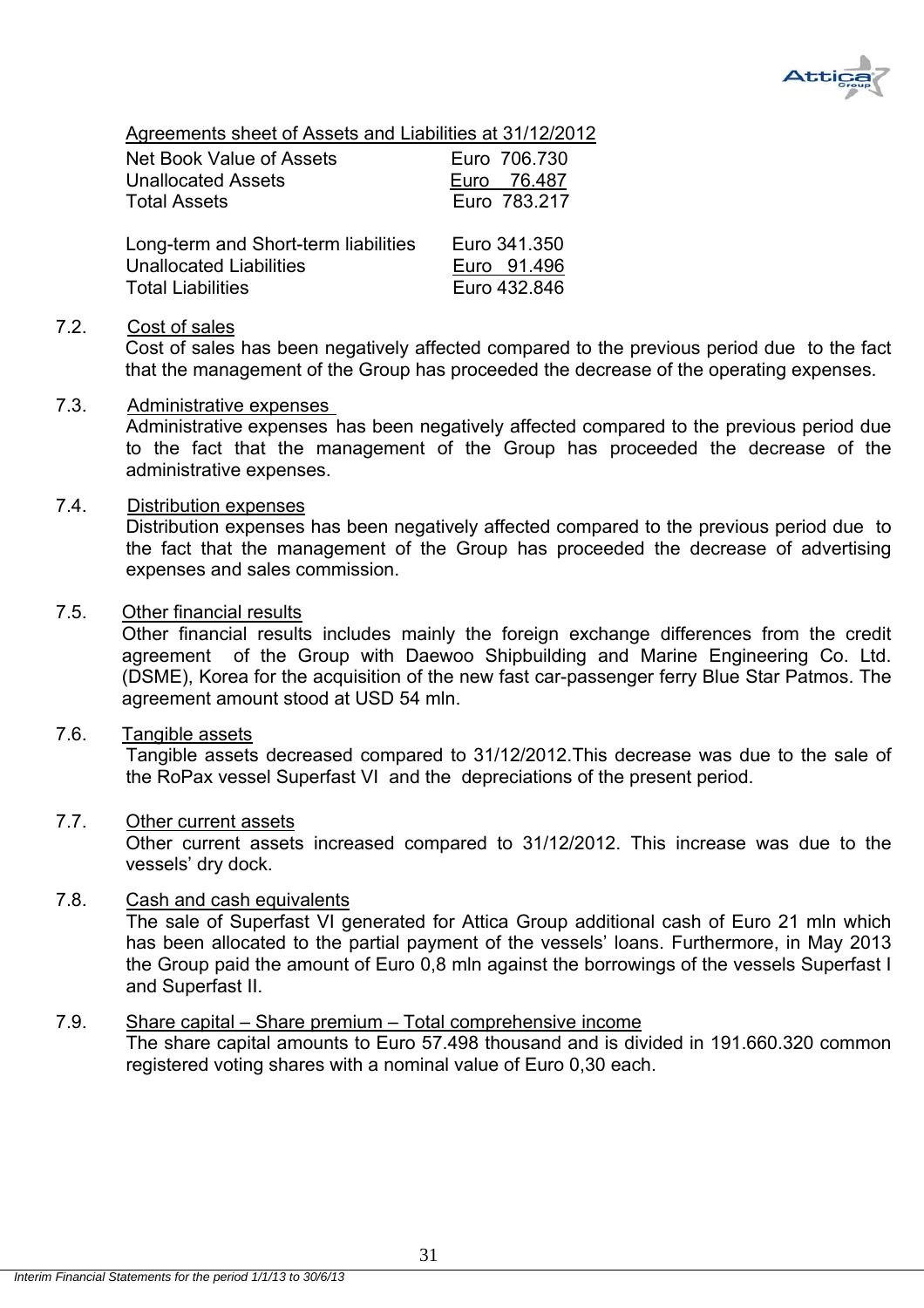Agreements sheet of Assets and Liabilities at 31/12/2012

| | |
|---|---|
| Net Book Value of Assets | Euro 706.730 |
| Unallocated Assets | Euro 76.487 |
| Total Assets | Euro 783.217 |
| | |
| Long-term and Short-term liabilities | Euro 341.350 |
| Unallocated Liabilities | Euro 91.496 |
| Total Liabilities | Euro 432.846 |

7.2. Cost of sales

Cost of sales has been negatively affected compared to the previous period due to the fact that the management of the Group has proceeded the decrease of the operating expenses.

7.3. Administrative expenses

Administrative expenses has been negatively affected compared to the previous period due to the fact that the management of the Group has proceeded the decrease of the administrative expenses.

7.4. Distribution expenses

Distribution expenses has been negatively affected compared to the previous period due to the fact that the management of the Group has proceeded the decrease of advertising expenses and sales commission.

7.5. Other financial results

Other financial results includes mainly the foreign exchange differences from the credit agreement of the Group with Daewoo Shipbuilding and Marine Engineering Co. Ltd. (DSME), Korea for the acquisition of the new fast car-passenger ferry Blue Star Patmos. The agreement amount stood at USD 54 mln.

7.6. Tangible assets

Tangible assets decreased compared to 31/12/2012.This decrease was due to the sale of the RoPax vessel Superfast VI and the depreciations of the present period.

7.7. Other current assets

Other current assets increased compared to 31/12/2012. This increase was due to the vessels' dry dock.

7.8. Cash and cash equivalents

The sale of Superfast VI generated for Attica Group additional cash of Euro 21 mln which has been allocated to the partial payment of the vessels' loans. Furthermore, in May 2013 the Group paid the amount of Euro 0,8 mln against the borrowings of the vessels Superfast I and Superfast II.

7.9. Share capital – Share premium – Total comprehensive income

The share capital amounts to Euro 57.498 thousand and is divided in 191.660.320 common registered voting shares with a nominal value of Euro 0,30 each.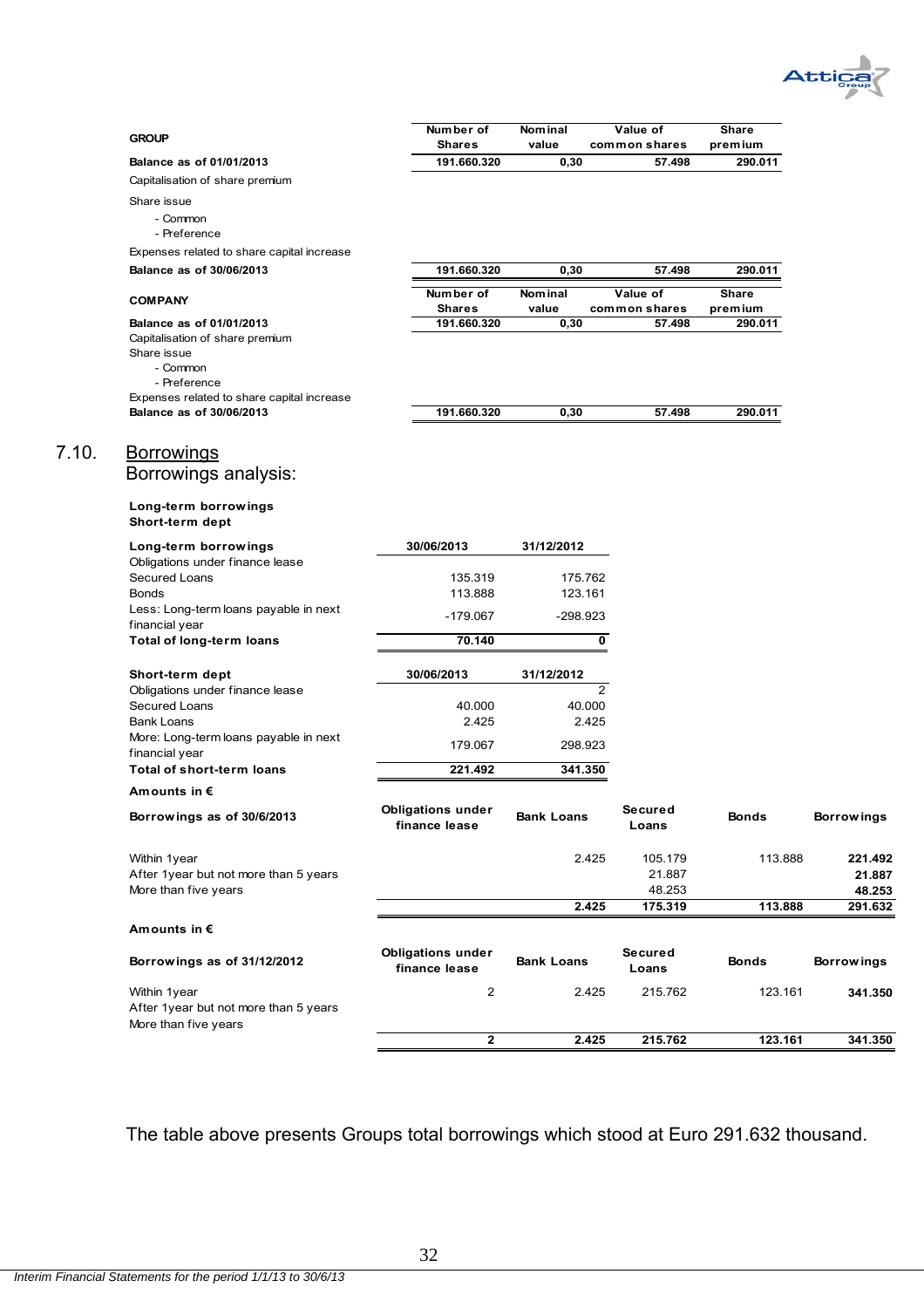| GROUP | Number of Shares | Nominal value | Value of common shares | Share premium |
|---|---|---|---|---|
| **Balance as of 01/01/2013** | **191.660.320** | **0,30** | **57.498** | **290.011** |
| Capitalisation of share premium | | | | |
| Share issue | | | | |
| - Common | | | | |
| - Preference | | | | |
| Expenses related to share capital increase | | | | |
| **Balance as of 30/06/2013** | **191.660.320** | **0,30** | **57.498** | **290.011** |

| COMPANY | Number of Shares | Nominal value | Value of common shares | Share premium |
|---|---|---|---|---|
| **Balance as of 01/01/2013** | **191.660.320** | **0,30** | **57.498** | **290.011** |
| Capitalisation of share premium | | | | |
| Share issue | | | | |
| - Common | | | | |
| - Preference | | | | |
| Expenses related to share capital increase | | | | |
| **Balance as of 30/06/2013** | **191.660.320** | **0,30** | **57.498** | **290.011** |

## 7.10. Borrowings

Borrowings analysis:

**Long-term borrowings**
**Short-term dept**

| Long-term borrowings | 30/06/2013 | 31/12/2012 |
|---|---|---|
| Obligations under finance lease | | |
| Secured Loans | 135.319 | 175.762 |
| Bonds | 113.888 | 123.161 |
| Less: Long-term loans payable in next financial year | -179.067 | -298.923 |
| **Total of long-term loans** | **70.140** | **0** |

| Short-term dept | 30/06/2013 | 31/12/2012 |
|---|---|---|
| Obligations under finance lease | | 2 |
| Secured Loans | 40.000 | 40.000 |
| Bank Loans | 2.425 | 2.425 |
| More: Long-term loans payable in next financial year | 179.067 | 298.923 |
| **Total of short-term loans** | **221.492** | **341.350** |

**Amounts in €**

| Borrowings as of 30/6/2013 | Obligations under finance lease | Bank Loans | Secured Loans | Bonds | Borrowings |
|---|---|---|---|---|---|
| Within 1year | | 2.425 | 105.179 | 113.888 | **221.492** |
| After 1year but not more than 5 years | | | 21.887 | | **21.887** |
| More than five years | | | 48.253 | | **48.253** |
| | | **2.425** | **175.319** | **113.888** | **291.632** |

**Amounts in €**

| Borrowings as of 31/12/2012 | Obligations under finance lease | Bank Loans | Secured Loans | Bonds | Borrowings |
|---|---|---|---|---|---|
| Within 1year | 2 | 2.425 | 215.762 | 123.161 | **341.350** |
| After 1year but not more than 5 years | | | | | |
| More than five years | | | | | |
| | **2** | **2.425** | **215.762** | **123.161** | **341.350** |

The table above presents Groups total borrowings which stood at Euro 291.632 thousand.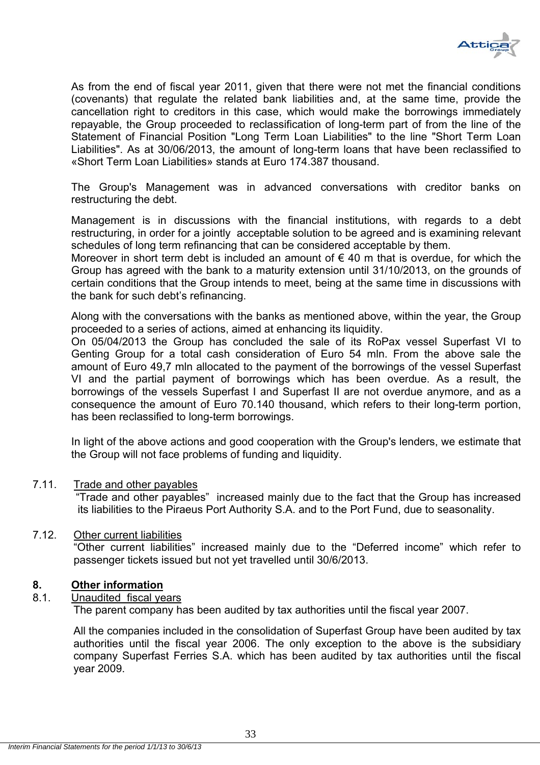As from the end of fiscal year 2011, given that there were not met the financial conditions (covenants) that regulate the related bank liabilities and, at the same time, provide the cancellation right to creditors in this case, which would make the borrowings immediately repayable, the Group proceeded to reclassification of long-term part of from the line of the Statement of Financial Position "Long Term Loan Liabilities" to the line "Short Term Loan Liabilities". As at 30/06/2013, the amount of long-term loans that have been reclassified to «Short Term Loan Liabilities» stands at Euro 174.387 thousand.

The Group's Management was in advanced conversations with creditor banks on restructuring the debt.

Management is in discussions with the financial institutions, with regards to a debt restructuring, in order for a jointly acceptable solution to be agreed and is examining relevant schedules of long term refinancing that can be considered acceptable by them.
Moreover in short term debt is included an amount of € 40 m that is overdue, for which the Group has agreed with the bank to a maturity extension until 31/10/2013, on the grounds of certain conditions that the Group intends to meet, being at the same time in discussions with the bank for such debt's refinancing.

Along with the conversations with the banks as mentioned above, within the year, the Group proceeded to a series of actions, aimed at enhancing its liquidity.
On 05/04/2013 the Group has concluded the sale of its RoPax vessel Superfast VI to Genting Group for a total cash consideration of Euro 54 mln. From the above sale the amount of Euro 49,7 mln allocated to the payment of the borrowings of the vessel Superfast VI and the partial payment of borrowings which has been overdue. As a result, the borrowings of the vessels Superfast I and Superfast II are not overdue anymore, and as a consequence the amount of Euro 70.140 thousand, which refers to their long-term portion, has been reclassified to long-term borrowings.

In light of the above actions and good cooperation with the Group's lenders, we estimate that the Group will not face problems of funding and liquidity.

### 7.11. Trade and other payables

"Trade and other payables" increased mainly due to the fact that the Group has increased its liabilities to the Piraeus Port Authority S.A. and to the Port Fund, due to seasonality.

### 7.12. Other current liabilities

"Other current liabilities" increased mainly due to the "Deferred income" which refer to passenger tickets issued but not yet travelled until 30/6/2013.

## 8. Other information

### 8.1. Unaudited fiscal years

The parent company has been audited by tax authorities until the fiscal year 2007.

All the companies included in the consolidation of Superfast Group have been audited by tax authorities until the fiscal year 2006. The only exception to the above is the subsidiary company Superfast Ferries S.A. which has been audited by tax authorities until the fiscal year 2009.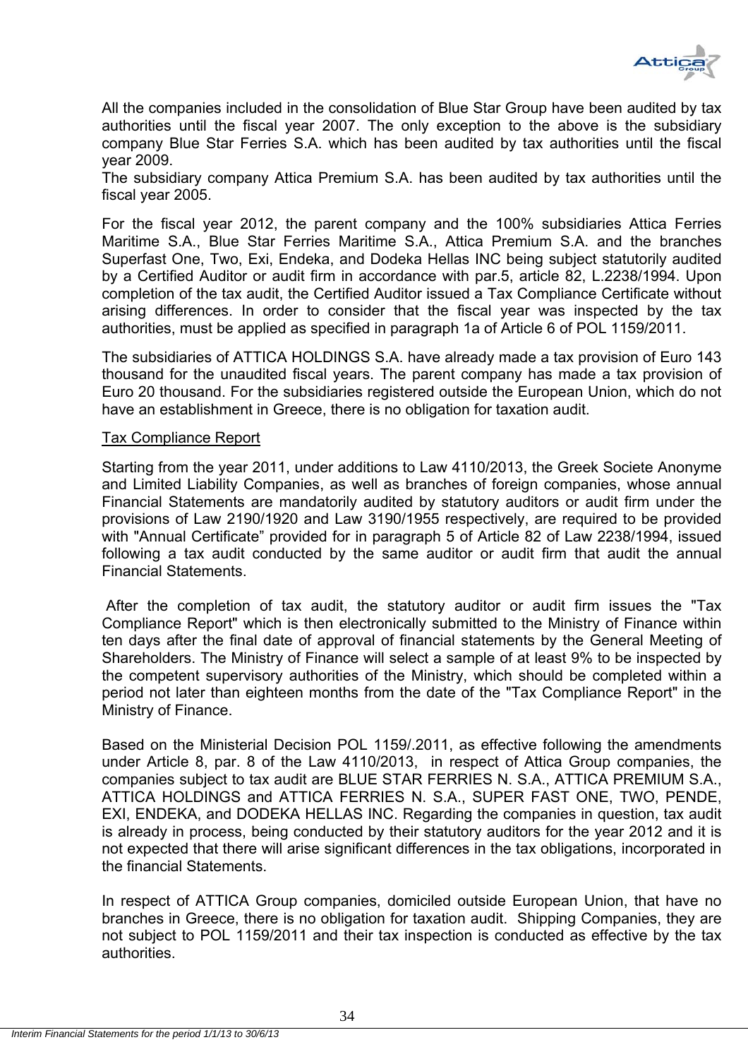All the companies included in the consolidation of Blue Star Group have been audited by tax authorities until the fiscal year 2007. The only exception to the above is the subsidiary company Blue Star Ferries S.A. which has been audited by tax authorities until the fiscal year 2009.
The subsidiary company Attica Premium S.A. has been audited by tax authorities until the fiscal year 2005.

For the fiscal year 2012, the parent company and the 100% subsidiaries Attica Ferries Maritime S.A., Blue Star Ferries Maritime S.A., Attica Premium S.A. and the branches Superfast One, Two, Exi, Endeka, and Dodeka Hellas INC being subject statutorily audited by a Certified Auditor or audit firm in accordance with par.5, article 82, L.2238/1994. Upon completion of the tax audit, the Certified Auditor issued a Tax Compliance Certificate without arising differences. In order to consider that the fiscal year was inspected by the tax authorities, must be applied as specified in paragraph 1a of Article 6 of POL 1159/2011.

The subsidiaries of ATTICA HOLDINGS S.A. have already made a tax provision of Euro 143 thousand for the unaudited fiscal years. The parent company has made a tax provision of Euro 20 thousand. For the subsidiaries registered outside the European Union, which do not have an establishment in Greece, there is no obligation for taxation audit.

Tax Compliance Report

Starting from the year 2011, under additions to Law 4110/2013, the Greek Societe Anonyme and Limited Liability Companies, as well as branches of foreign companies, whose annual Financial Statements are mandatorily audited by statutory auditors or audit firm under the provisions of Law 2190/1920 and Law 3190/1955 respectively, are required to be provided with "Annual Certificate" provided for in paragraph 5 of Article 82 of Law 2238/1994, issued following a tax audit conducted by the same auditor or audit firm that audit the annual Financial Statements.

After the completion of tax audit, the statutory auditor or audit firm issues the "Tax Compliance Report" which is then electronically submitted to the Ministry of Finance within ten days after the final date of approval of financial statements by the General Meeting of Shareholders. The Ministry of Finance will select a sample of at least 9% to be inspected by the competent supervisory authorities of the Ministry, which should be completed within a period not later than eighteen months from the date of the "Tax Compliance Report" in the Ministry of Finance.

Based on the Ministerial Decision POL 1159/.2011, as effective following the amendments under Article 8, par. 8 of the Law 4110/2013, in respect of Attica Group companies, the companies subject to tax audit are BLUE STAR FERRIES N. S.A., ATTICA PREMIUM S.A., ATTICA HOLDINGS and ATTICA FERRIES N. S.A., SUPER FAST ONE, TWO, PENDE, EXI, ENDEKA, and DODEKA HELLAS INC. Regarding the companies in question, tax audit is already in process, being conducted by their statutory auditors for the year 2012 and it is not expected that there will arise significant differences in the tax obligations, incorporated in the financial Statements.

In respect of ATTICA Group companies, domiciled outside European Union, that have no branches in Greece, there is no obligation for taxation audit. Shipping Companies, they are not subject to POL 1159/2011 and their tax inspection is conducted as effective by the tax authorities.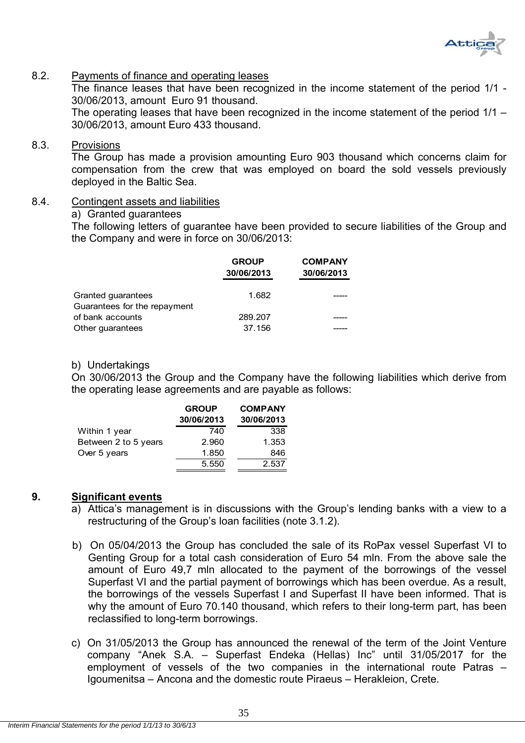8.2. Payments of finance and operating leases

The finance leases that have been recognized in the income statement of the period 1/1 - 30/06/2013, amount Euro 91 thousand.

The operating leases that have been recognized in the income statement of the period 1/1 – 30/06/2013, amount Euro 433 thousand.

8.3. Provisions

The Group has made a provision amounting Euro 903 thousand which concerns claim for compensation from the crew that was employed on board the sold vessels previously deployed in the Baltic Sea.

8.4. Contingent assets and liabilities

a) Granted guarantees

The following letters of guarantee have been provided to secure liabilities of the Group and the Company and were in force on 30/06/2013:

| | GROUP 30/06/2013 | COMPANY 30/06/2013 |
|---|---|---|
| Granted guarantees | 1.682 | ----- |
| Guarantees for the repayment of bank accounts | 289.207 | ----- |
| Other guarantees | 37.156 | ----- |

b) Undertakings

On 30/06/2013 the Group and the Company have the following liabilities which derive from the operating lease agreements and are payable as follows:

| | GROUP 30/06/2013 | COMPANY 30/06/2013 |
|---|---|---|
| Within 1 year | 740 | 338 |
| Between 2 to 5 years | 2.960 | 1.353 |
| Over 5 years | 1.850 | 846 |
| | 5.550 | 2.537 |

## 9. Significant events

a) Attica's management is in discussions with the Group's lending banks with a view to a restructuring of the Group's loan facilities (note 3.1.2).

b) On 05/04/2013 the Group has concluded the sale of its RoPax vessel Superfast VI to Genting Group for a total cash consideration of Euro 54 mln. From the above sale the amount of Euro 49,7 mln allocated to the payment of the borrowings of the vessel Superfast VI and the partial payment of borrowings which has been overdue. As a result, the borrowings of the vessels Superfast I and Superfast II have been informed. That is why the amount of Euro 70.140 thousand, which refers to their long-term part, has been reclassified to long-term borrowings.

c) On 31/05/2013 the Group has announced the renewal of the term of the Joint Venture company "Anek S.A. – Superfast Endeka (Hellas) Inc" until 31/05/2017 for the employment of vessels of the two companies in the international route Patras – Igoumenitsa – Ancona and the domestic route Piraeus – Herakleion, Crete.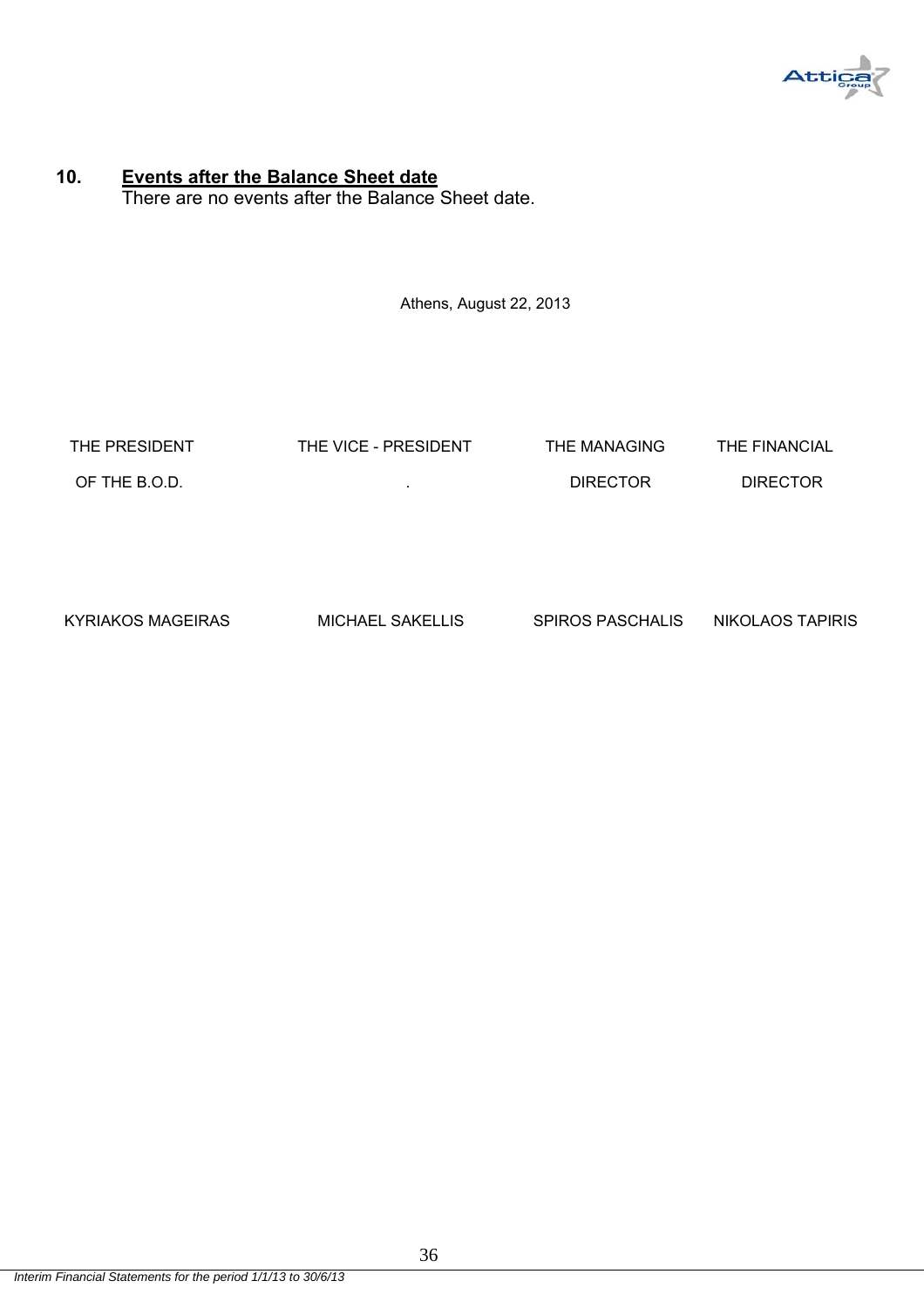## 10. **Events after the Balance Sheet date**

There are no events after the Balance Sheet date.

Athens, August 22, 2013

| THE PRESIDENT OF THE B.O.D. | THE VICE - PRESIDENT | THE MANAGING DIRECTOR | THE FINANCIAL DIRECTOR |
|---|---|---|---|
| KYRIAKOS MAGEIRAS | MICHAEL SAKELLIS | SPIROS PASCHALIS | NIKOLAOS TAPIRIS |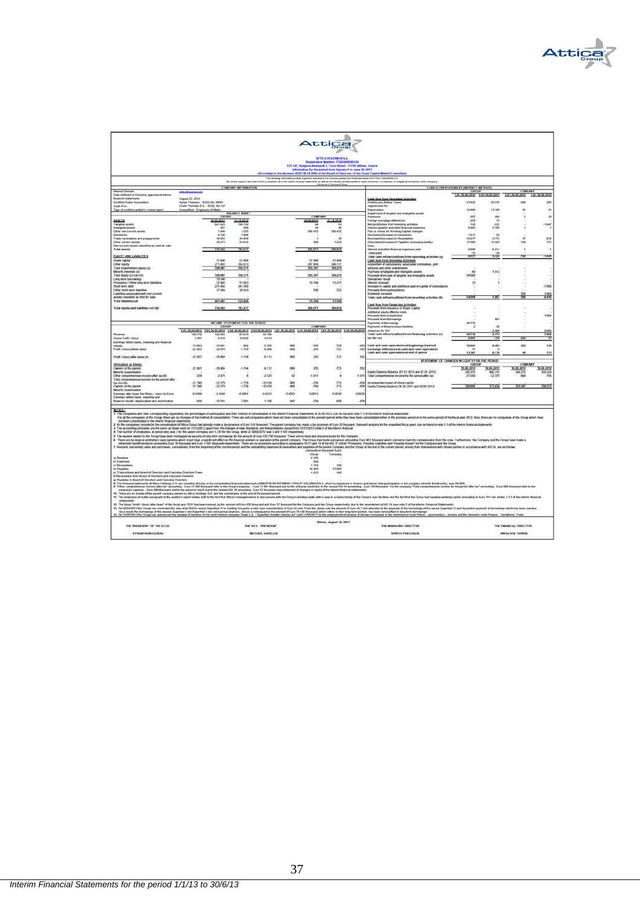# ATTICA HOLDINGS S.A.

**Registration Number: 7702/06/B/86/128**

**123-125, Syngrou Avenue & 3, Torva Street - 11745 Athens, Greece**

**Information for the period from January 1 to June 30, 2013**

**(According to the decision 4/507/28.04.2009 of the Board of Directors of the Greek Capital Market Committee)**

(Amounts in thousand Euro)

## COMPANY INFORMATION

| | |
|---|---|
| Internet Domain: | www.attica-group.com |
| Date of Board of Directors approval of interim financial statements: | August 22, 2013 |
| Certified Public Accountant: | Xynas Thanasis - SOEL No 34081 |
| Audit Firm: | Grant Thornton S.A. - SOEL No 127 |
| Type of certified auditor's review report: | Unqualified - Emphasis of Matter |

## BALANCE SHEET

| | GROUP | | COMPANY | |
|---|---|---|---|---|
| **ASSETS** | 30.06.2013 | 31.12.2012 | 30.06.2013 | 31.12.2012 |
| Tangible assets | 641.503 | 706.730 | 54 | 55 |
| Intangible assets | 967 | 990 | 34 | 46 |
| Other non current assets | 1.040 | 1.235 | 368.472 | 368.472 |
| Inventories | 4.100 | 5.400 | - | - |
| Trade receivables and prepayments | 54.053 | 44.040 | 1 | 30 |
| Other current assets | 29.271 | 24.816 | 500 | 1.233 |
| Non current assets classified as held for sale | - | - | - | - |
| **Total assets** | **730.462** | **783.217** | **369.071** | **369.874** |
| **EQUITY AND LIABILITIES** | | | | |
| Share capital | 57.498 | 57.498 | 57.498 | 57.498 |
| Other equity | 271.483 | 292.873 | 297.869 | 298.777 |
| Total shareholders equity (a) | 328.981 | 350.371 | 355.367 | 356.275 |
| Minority interests (b) | - | - | - | - |
| Total equity (c)=(a)+(b) | 328.981 | 350.371 | 355.367 | 356.275 |
| Long-term borrowings | 70.140 | - | - | - |
| Provisions / Other long-term liabilities | 52.465 | 51.963 | 13.198 | 13.277 |
| Short-term debt | 221.492 | 341.340 | - | - |
| Other short-term liabilities | 57.384 | 39.543 | 506 | 322 |
| Liabilities associated with non current assets classified as held for sale | - | - | - | - |
| **Total liabilities (d)** | **401.481** | **432.846** | **13.704** | **13.599** |
| **Total equity and liabilities (c)+(d)** | **730.462** | **783.217** | **369.071** | **369.874** |

## INCOME STATEMENT FOR THE PERIOD

| | GROUP | | | | COMPANY | | | |
|---|---|---|---|---|---|---|---|---|
| | 1.01-30.06.2013 | 1.01-30.06.2012 | 1.04-30.06.2013 | 1.04-30.06.2012 | 1.01-30.06.2013 | 1.01-30.06.2012 | 1.04-30.06.2013 | 1.04-30.06.2012 |
| Revenue | 105.710 | 132.083 | 65.674 | 82.706 | - | - | - | - |
| Gross Profit / (loss) | 1.407 | -5.410 | 10.626 | 4.010 | - | - | - | - |
| Earnings before taxes, investing and financial results | -15.843 | -23.941 | 862 | -5.305 | -969 | -193 | -720 | -480 |
| Profit / (loss) before taxes | -21.025 | -29.879 | -1.729 | -8.096 | -992 | 255 | -721 | 552 |
| Profit / (loss) after taxes (A) | -21.061 | -29.904 | -1.744 | -8.113 | -990 | 255 | -721 | 552 |
| Attributable as follows: | | | | | | | | |
| Owners of the parent | -21.061 | -29.904 | -1.744 | -8.113 | -990 | 255 | -721 | 552 |
| Minority shareholders | - | - | - | - | - | - | - | - |
| Other comprehensive income after tax (B) | -329 | -2.471 | 6 | -2.525 | 82 | -1.011 | 9 | -1.011 |
| Total comprehensive income for the period after tax (A)+(B) | -21.390 | -32.375 | -1.738 | -10.638 | -908 | -756 | -712 | -459 |
| Owners of the parent | -21.390 | -32.375 | -1.738 | -10.638 | -908 | -756 | -712 | -459 |
| Minority shareholders | - | - | - | - | - | - | - | - |
| Earnings after taxes Per Share - basic (in Euro) | -0,1099 | -0,1560 | -0,0091 | -0,0423 | -0,0052 | 0,0013 | -0,0038 | 0,0029 |
| Earnings before taxes, investing and financial results, depreciation and amortization | -909 | -10.761 | 7.081 | 1.196 | -947 | -754 | -699 | -478 |

## CASH FLOW STATEMENT (INDIRECT METHOD)

| | GROUP | | COMPANY | |
|---|---|---|---|---|
| | 1.01-30.06.2013 | 1.01-30.06.2012 | 1.01-30.06.2013 | 1.01-30.06.2012 |
| **Cash flow from Operating Activities** | | | | |
| Profit/(Loss) Before Taxes | -21.025 | -29.879 | -990 | 255 |
| Adjustments for: | | | | |
| Depreciation | 12.969 | 13.160 | 41 | 45 |
| Impairment of tangible and intangible assets | - | - | - | - |
| Provisions | 507 | 904 | 5 | 43 |
| Foreign exchange differences | 255 | 71 | - | - |
| Net (profit)/Loss from investing activities | -125 | -222 | - | -1.047 |
| Interest payable and other financial expenses | 6.965 | 5.786 | 1 | 1 |
| Plus or minus for Working Capital changes: | | | | |
| Decrease/(increase) in Inventories | 1.211 | 25 | - | - |
| Decrease/(increase) in Receivables | -10.277 | -3.773 | 37 | -872 |
| (Decrease)/increase in Payables (excluding banks) | 17.509 | 15.526 | 183 | 131 |
| Less: | | | | |
| Interest and other financial expenses paid | -6.666 | -6.911 | -1 | -1 |
| Taxes paid | -15 | -36 | - | - |
| **Total cash inflow/(outflow) from operating activities (a)** | **-8.977** | **-5.124** | **724** | **-1.449** |
| **Cash flow from Investing Activities** | | | | |
| Acquisition of subsidiaries, associated companies, joint ventures and other investments | - | - | - | - |
| Purchase of tangible and intangible assets | -69 | -1.012 | - | - |
| Proceeds from sale of tangible and intangible assets | 54.002 | - | - | - |
| Derivatives' result | - | - | - | - |
| Interest received | 73 | 5 | - | - |
| Increase in capital and additional paid-in capital of subsidiaries | - | - | - | -7.800 |
| Proceeds from participations | - | - | - | - |
| Dividends received | - | - | 500 | 1.400 |
| **Total cash inflow/(outflow) from investing activities (b)** | **54.006** | **1.007** | **500** | **-6.410** |
| **Cash flow from Financing Activities** | | | | |
| Proceeds from issuance of Share Capital | - | - | - | - |
| Additional equity offering costs | - | - | - | - |
| Proceeds from subsidiaries | - | - | - | 1.000 |
| Proceeds from Borrowings | - | 801 | - | - |
| Payments of Borrowings | -49.716 | - | - | - |
| Payments of finance lease liabilities | -2 | -26 | - | - |
| Advances for SCI | - | 6.000 | - | 6.000 |
| **Total cash inflow/(outflow) from financing activities (c)** | **-49.718** | **6.775** | **-** | **7.000** |
| (a)+(b)+(c) | -2.091 | -104 | 224 | 37 |
| Cash and cash equivalents at beginning of period | 14.661 | 8.061 | 323 | 136 |
| Exchange differences in cash and cash equivalents | 37 | -4 | - | - |
| Cash and cash equivalents at end of period | 13.307 | 8.139 | 99 | 173 |

## STATEMENT OF CHANGES IN EQUITY FOR THE PERIOD

| | GROUP | | COMPANY | |
|---|---|---|---|---|
| | 30.06.2013 | 30.06.2012 | 30.06.2013 | 30.06.2012 |
| Equity Opening Balance (01.01.2013 and 01.01.2012) | 350.371 | 406.211 | 356.275 | 359.329 |
| Total comprehensive income for the period after tax | -21.390 | -32.375 | -908 | -756 |
| Increase/(decrease) of share capital | - | - | - | - |
| Equity Closing Balance (30.06.2013 and 30.06.2012) | 328.981 | 373.836 | 355.367 | 358.573 |

## NOTES:

Athens, August 22, 2013

| THE PRESIDENT OF THE B.O.D. | THE VICE - PRESIDENT | THE MANAGING DIRECTOR | THE FINANCIAL DIRECTOR |
|---|---|---|---|
| KYRIAKOS MAGEIRAS | MICHAEL SAKELLIS | SPIROS PASCHALIS | NIKOLAOS TAPIRIS |